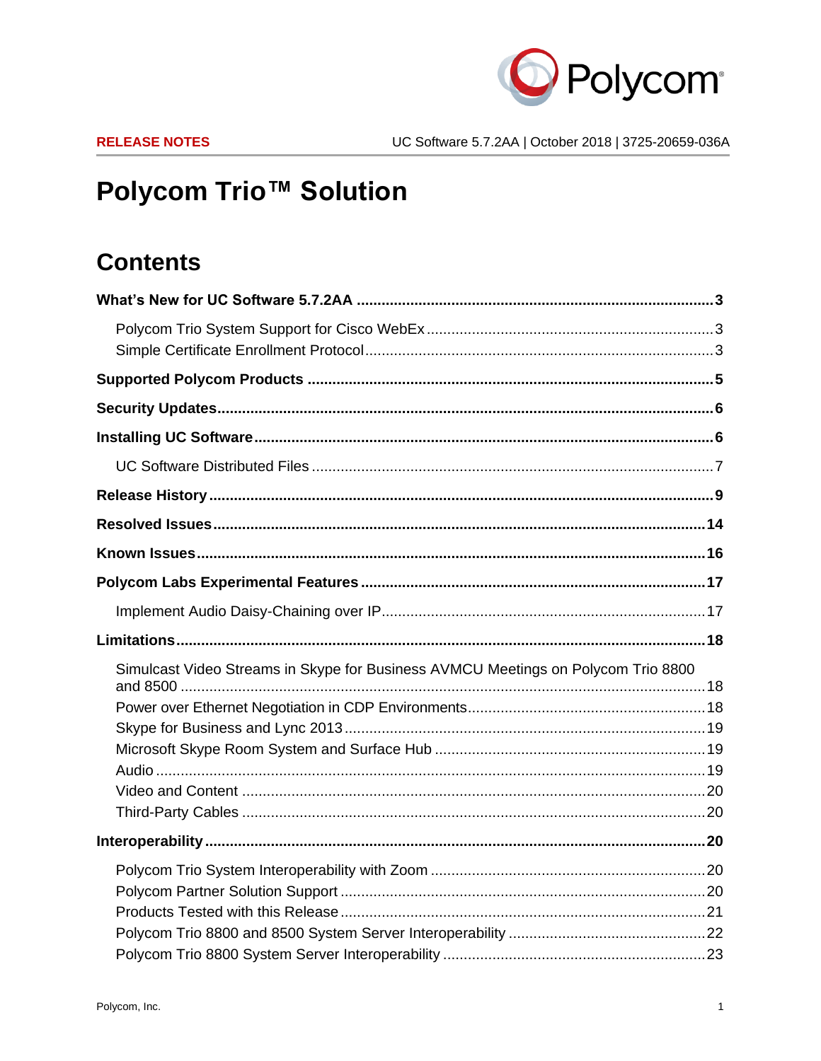RELEASE NOTES

UC Software 5.7.2AA | October 2018 | 3725-20659-036A

# Polycom Trio™ Solution

## Contents

**What's New for UC Software 5.7.2AA .... 3**

- Polycom Trio System Support for Cisco WebEx .... 3
- Simple Certificate Enrollment Protocol .... 3

**Supported Polycom Products .... 5**

**Security Updates .... 6**

**Installing UC Software .... 6**

- UC Software Distributed Files .... 7

**Release History .... 9**

**Resolved Issues .... 14**

**Known Issues .... 16**

**Polycom Labs Experimental Features .... 17**

- Implement Audio Daisy-Chaining over IP .... 17

**Limitations .... 18**

- Simulcast Video Streams in Skype for Business AVMCU Meetings on Polycom Trio 8800 and 8500 .... 18
- Power over Ethernet Negotiation in CDP Environments .... 18
- Skype for Business and Lync 2013 .... 19
- Microsoft Skype Room System and Surface Hub .... 19
- Audio .... 19
- Video and Content .... 20
- Third-Party Cables .... 20

**Interoperability .... 20**

- Polycom Trio System Interoperability with Zoom .... 20
- Polycom Partner Solution Support .... 20
- Products Tested with this Release .... 21
- Polycom Trio 8800 and 8500 System Server Interoperability .... 22
- Polycom Trio 8800 System Server Interoperability .... 23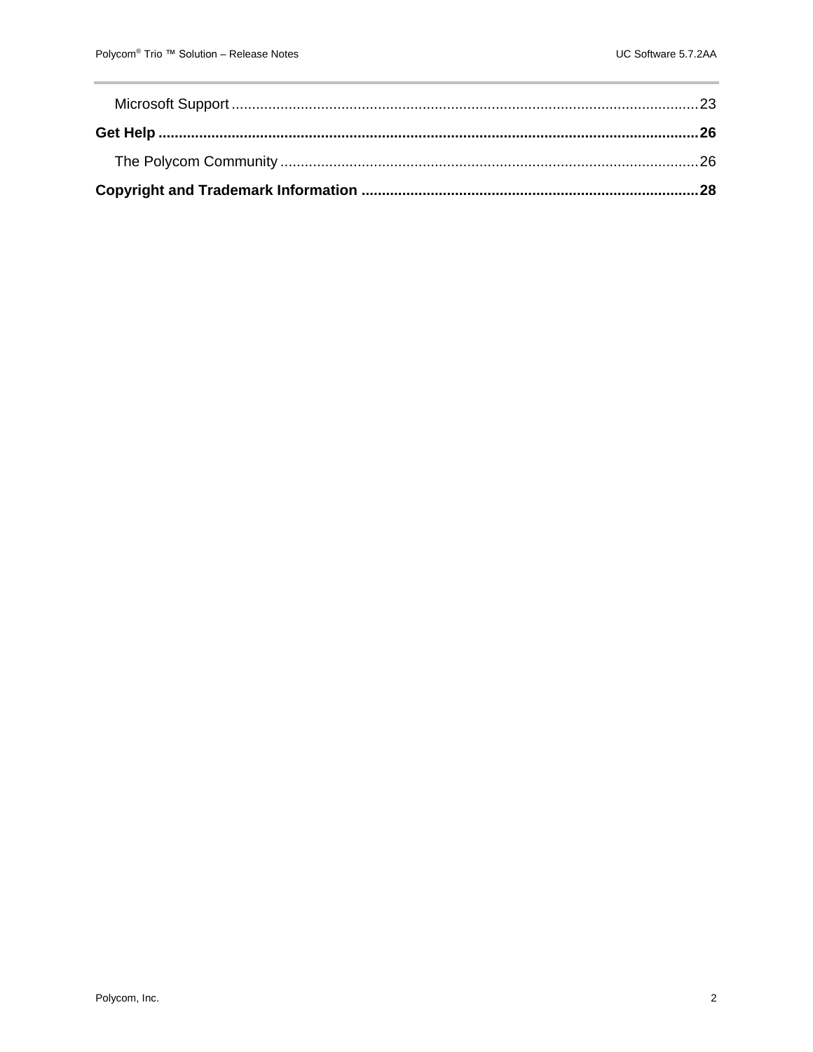Microsoft Support .................................................................................................................. 23

**Get Help ...................................................................................................................................... 26**

The Polycom Community ...................................................................................................... 26

**Copyright and Trademark Information .................................................................................... 28**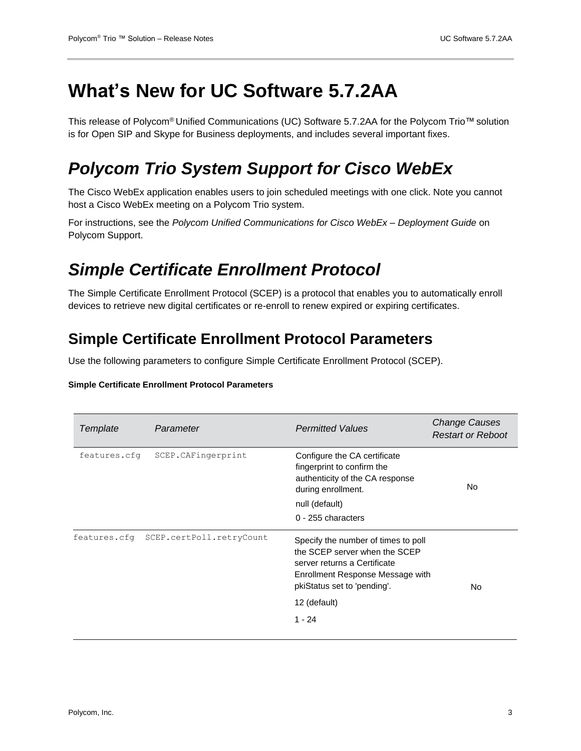# What's New for UC Software 5.7.2AA

This release of Polycom® Unified Communications (UC) Software 5.7.2AA for the Polycom Trio™ solution is for Open SIP and Skype for Business deployments, and includes several important fixes.

## *Polycom Trio System Support for Cisco WebEx*

The Cisco WebEx application enables users to join scheduled meetings with one click. Note you cannot host a Cisco WebEx meeting on a Polycom Trio system.

For instructions, see the *Polycom Unified Communications for Cisco WebEx – Deployment Guide* on Polycom Support.

## *Simple Certificate Enrollment Protocol*

The Simple Certificate Enrollment Protocol (SCEP) is a protocol that enables you to automatically enroll devices to retrieve new digital certificates or re-enroll to renew expired or expiring certificates.

### Simple Certificate Enrollment Protocol Parameters

Use the following parameters to configure Simple Certificate Enrollment Protocol (SCEP).

**Simple Certificate Enrollment Protocol Parameters**

| *Template* | *Parameter* | *Permitted Values* | *Change Causes Restart or Reboot* |
| --- | --- | --- | --- |
| features.cfg | SCEP.CAFingerprint | Configure the CA certificate fingerprint to confirm the authenticity of the CA response during enrollment.<br>null (default)<br>0 - 255 characters | No |
| features.cfg | SCEP.certPoll.retryCount | Specify the number of times to poll the SCEP server when the SCEP server returns a Certificate Enrollment Response Message with pkiStatus set to 'pending'.<br>12 (default)<br>1 - 24 | No |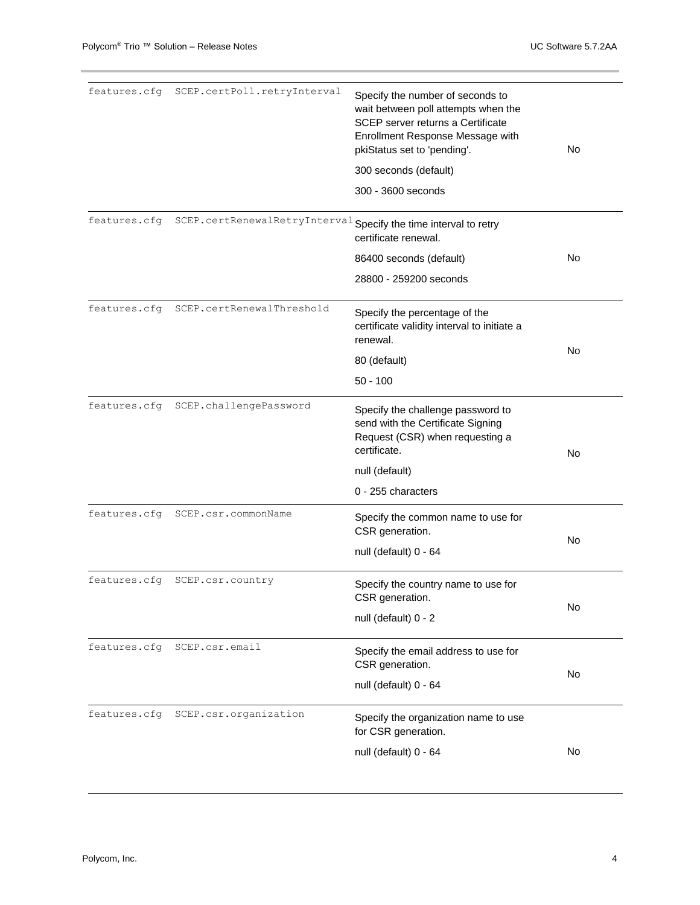| | | | |
|---|---|---|---|
| features.cfg | SCEP.certPoll.retryInterval | Specify the number of seconds to wait between poll attempts when the SCEP server returns a Certificate Enrollment Response Message with pkiStatus set to 'pending'.<br><br>300 seconds (default)<br><br>300 - 3600 seconds | No |
| features.cfg | SCEP.certRenewalRetryInterval | Specify the time interval to retry certificate renewal.<br><br>86400 seconds (default)<br><br>28800 - 259200 seconds | No |
| features.cfg | SCEP.certRenewalThreshold | Specify the percentage of the certificate validity interval to initiate a renewal.<br><br>80 (default)<br><br>50 - 100 | No |
| features.cfg | SCEP.challengePassword | Specify the challenge password to send with the Certificate Signing Request (CSR) when requesting a certificate.<br><br>null (default)<br><br>0 - 255 characters | No |
| features.cfg | SCEP.csr.commonName | Specify the common name to use for CSR generation.<br><br>null (default) 0 - 64 | No |
| features.cfg | SCEP.csr.country | Specify the country name to use for CSR generation.<br><br>null (default) 0 - 2 | No |
| features.cfg | SCEP.csr.email | Specify the email address to use for CSR generation.<br><br>null (default) 0 - 64 | No |
| features.cfg | SCEP.csr.organization | Specify the organization name to use for CSR generation.<br><br>null (default) 0 - 64 | No |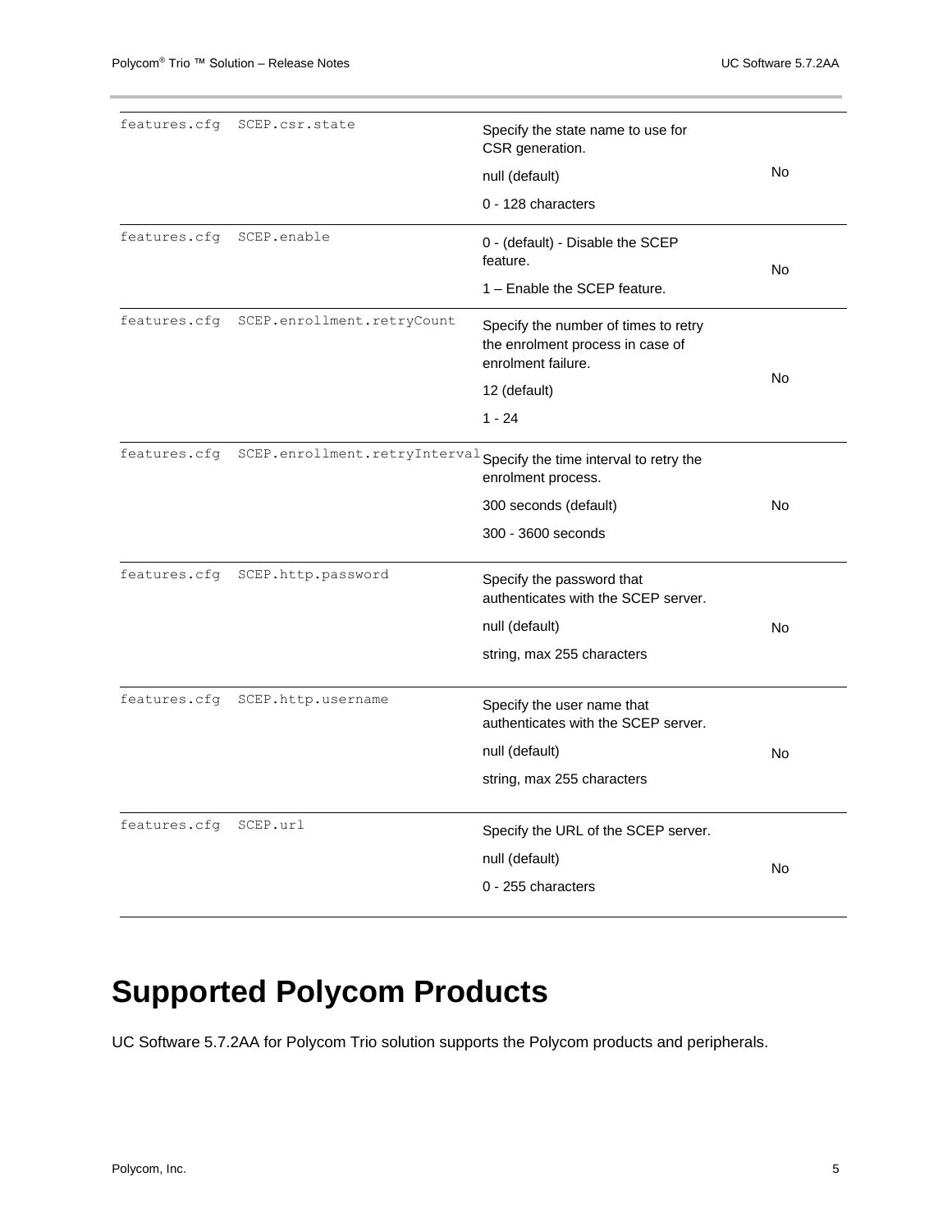| | | | |
|---|---|---|---|
| features.cfg | SCEP.csr.state | Specify the state name to use for CSR generation.<br><br>null (default)<br><br>0 - 128 characters | No |
| features.cfg | SCEP.enable | 0 - (default) - Disable the SCEP feature.<br><br>1 – Enable the SCEP feature. | No |
| features.cfg | SCEP.enrollment.retryCount | Specify the number of times to retry the enrolment process in case of enrolment failure.<br><br>12 (default)<br><br>1 - 24 | No |
| features.cfg | SCEP.enrollment.retryInterval | Specify the time interval to retry the enrolment process.<br><br>300 seconds (default)<br><br>300 - 3600 seconds | No |
| features.cfg | SCEP.http.password | Specify the password that authenticates with the SCEP server.<br><br>null (default)<br><br>string, max 255 characters | No |
| features.cfg | SCEP.http.username | Specify the user name that authenticates with the SCEP server.<br><br>null (default)<br><br>string, max 255 characters | No |
| features.cfg | SCEP.url | Specify the URL of the SCEP server.<br><br>null (default)<br><br>0 - 255 characters | No |

# Supported Polycom Products

UC Software 5.7.2AA for Polycom Trio solution supports the Polycom products and peripherals.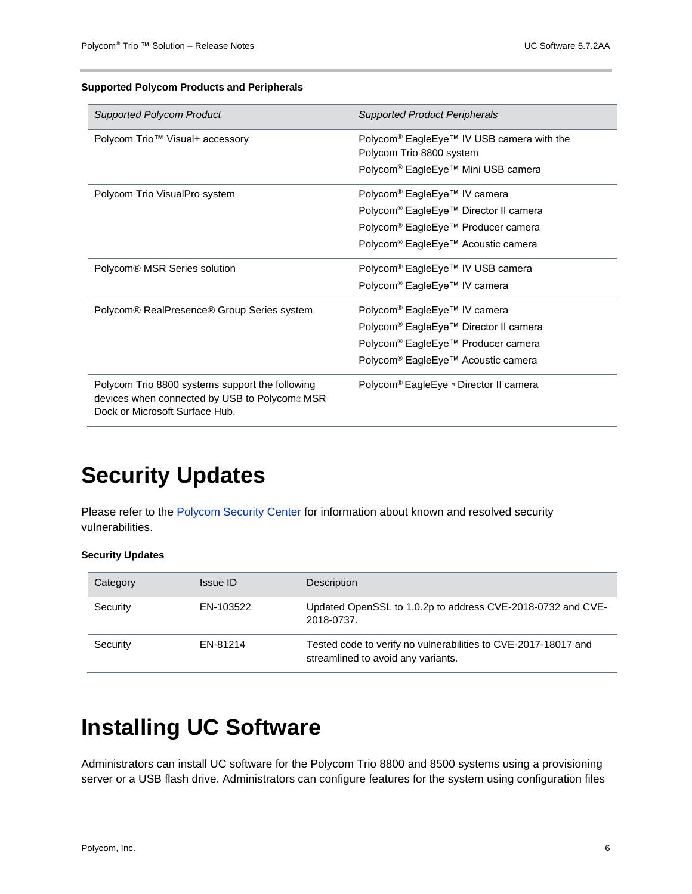**Supported Polycom Products and Peripherals**

| *Supported Polycom Product* | *Supported Product Peripherals* |
| --- | --- |
| Polycom Trio™ Visual+ accessory | Polycom® EagleEye™ IV USB camera with the Polycom Trio 8800 system<br>Polycom® EagleEye™ Mini USB camera |
| Polycom Trio VisualPro system | Polycom® EagleEye™ IV camera<br>Polycom® EagleEye™ Director II camera<br>Polycom® EagleEye™ Producer camera<br>Polycom® EagleEye™ Acoustic camera |
| Polycom® MSR Series solution | Polycom® EagleEye™ IV USB camera<br>Polycom® EagleEye™ IV camera |
| Polycom® RealPresence® Group Series system | Polycom® EagleEye™ IV camera<br>Polycom® EagleEye™ Director II camera<br>Polycom® EagleEye™ Producer camera<br>Polycom® EagleEye™ Acoustic camera |
| Polycom Trio 8800 systems support the following devices when connected by USB to Polycom® MSR Dock or Microsoft Surface Hub. | Polycom® EagleEye™ Director II camera |

# Security Updates

Please refer to the Polycom Security Center for information about known and resolved security vulnerabilities.

**Security Updates**

| Category | Issue ID | Description |
| --- | --- | --- |
| Security | EN-103522 | Updated OpenSSL to 1.0.2p to address CVE-2018-0732 and CVE-2018-0737. |
| Security | EN-81214 | Tested code to verify no vulnerabilities to CVE-2017-18017 and streamlined to avoid any variants. |

# Installing UC Software

Administrators can install UC software for the Polycom Trio 8800 and 8500 systems using a provisioning server or a USB flash drive. Administrators can configure features for the system using configuration files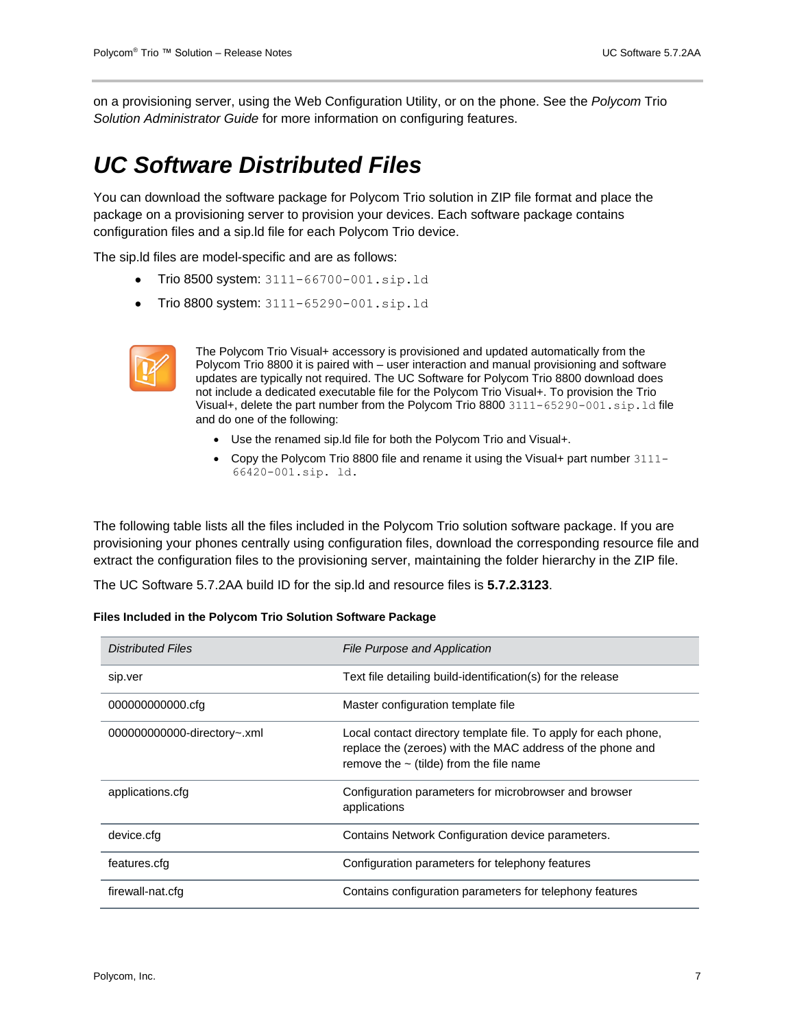on a provisioning server, using the Web Configuration Utility, or on the phone. See the *Polycom* Trio *Solution Administrator Guide* for more information on configuring features.

## *UC Software Distributed Files*

You can download the software package for Polycom Trio solution in ZIP file format and place the package on a provisioning server to provision your devices. Each software package contains configuration files and a sip.ld file for each Polycom Trio device.

The sip.ld files are model-specific and are as follows:

- Trio 8500 system: `3111-66700-001.sip.ld`
- Trio 8800 system: `3111-65290-001.sip.ld`

The Polycom Trio Visual+ accessory is provisioned and updated automatically from the Polycom Trio 8800 it is paired with – user interaction and manual provisioning and software updates are typically not required. The UC Software for Polycom Trio 8800 download does not include a dedicated executable file for the Polycom Trio Visual+. To provision the Trio Visual+, delete the part number from the Polycom Trio 8800 `3111-65290-001.sip.ld` file and do one of the following:

- Use the renamed sip.ld file for both the Polycom Trio and Visual+.
- Copy the Polycom Trio 8800 file and rename it using the Visual+ part number `3111-66420-001.sip. ld`.

The following table lists all the files included in the Polycom Trio solution software package. If you are provisioning your phones centrally using configuration files, download the corresponding resource file and extract the configuration files to the provisioning server, maintaining the folder hierarchy in the ZIP file.

The UC Software 5.7.2AA build ID for the sip.ld and resource files is **5.7.2.3123**.

**Files Included in the Polycom Trio Solution Software Package**

| *Distributed Files* | *File Purpose and Application* |
| --- | --- |
| sip.ver | Text file detailing build-identification(s) for the release |
| 000000000000.cfg | Master configuration template file |
| 000000000000-directory~.xml | Local contact directory template file. To apply for each phone, replace the (zeroes) with the MAC address of the phone and remove the ~ (tilde) from the file name |
| applications.cfg | Configuration parameters for microbrowser and browser applications |
| device.cfg | Contains Network Configuration device parameters. |
| features.cfg | Configuration parameters for telephony features |
| firewall-nat.cfg | Contains configuration parameters for telephony features |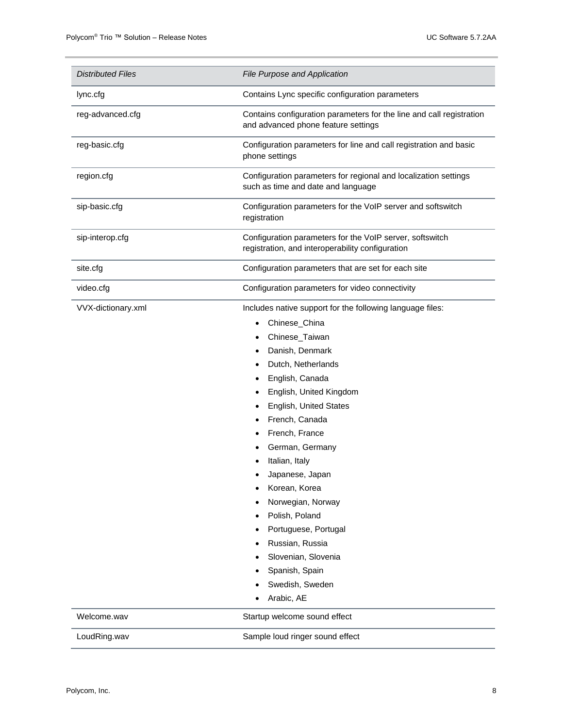| *Distributed Files* | *File Purpose and Application* |
|---|---|
| lync.cfg | Contains Lync specific configuration parameters |
| reg-advanced.cfg | Contains configuration parameters for the line and call registration and advanced phone feature settings |
| reg-basic.cfg | Configuration parameters for line and call registration and basic phone settings |
| region.cfg | Configuration parameters for regional and localization settings such as time and date and language |
| sip-basic.cfg | Configuration parameters for the VoIP server and softswitch registration |
| sip-interop.cfg | Configuration parameters for the VoIP server, softswitch registration, and interoperability configuration |
| site.cfg | Configuration parameters that are set for each site |
| video.cfg | Configuration parameters for video connectivity |
| VVX-dictionary.xml | Includes native support for the following language files:<br>• Chinese_China<br>• Chinese_Taiwan<br>• Danish, Denmark<br>• Dutch, Netherlands<br>• English, Canada<br>• English, United Kingdom<br>• English, United States<br>• French, Canada<br>• French, France<br>• German, Germany<br>• Italian, Italy<br>• Japanese, Japan<br>• Korean, Korea<br>• Norwegian, Norway<br>• Polish, Poland<br>• Portuguese, Portugal<br>• Russian, Russia<br>• Slovenian, Slovenia<br>• Spanish, Spain<br>• Swedish, Sweden<br>• Arabic, AE |
| Welcome.wav | Startup welcome sound effect |
| LoudRing.wav | Sample loud ringer sound effect |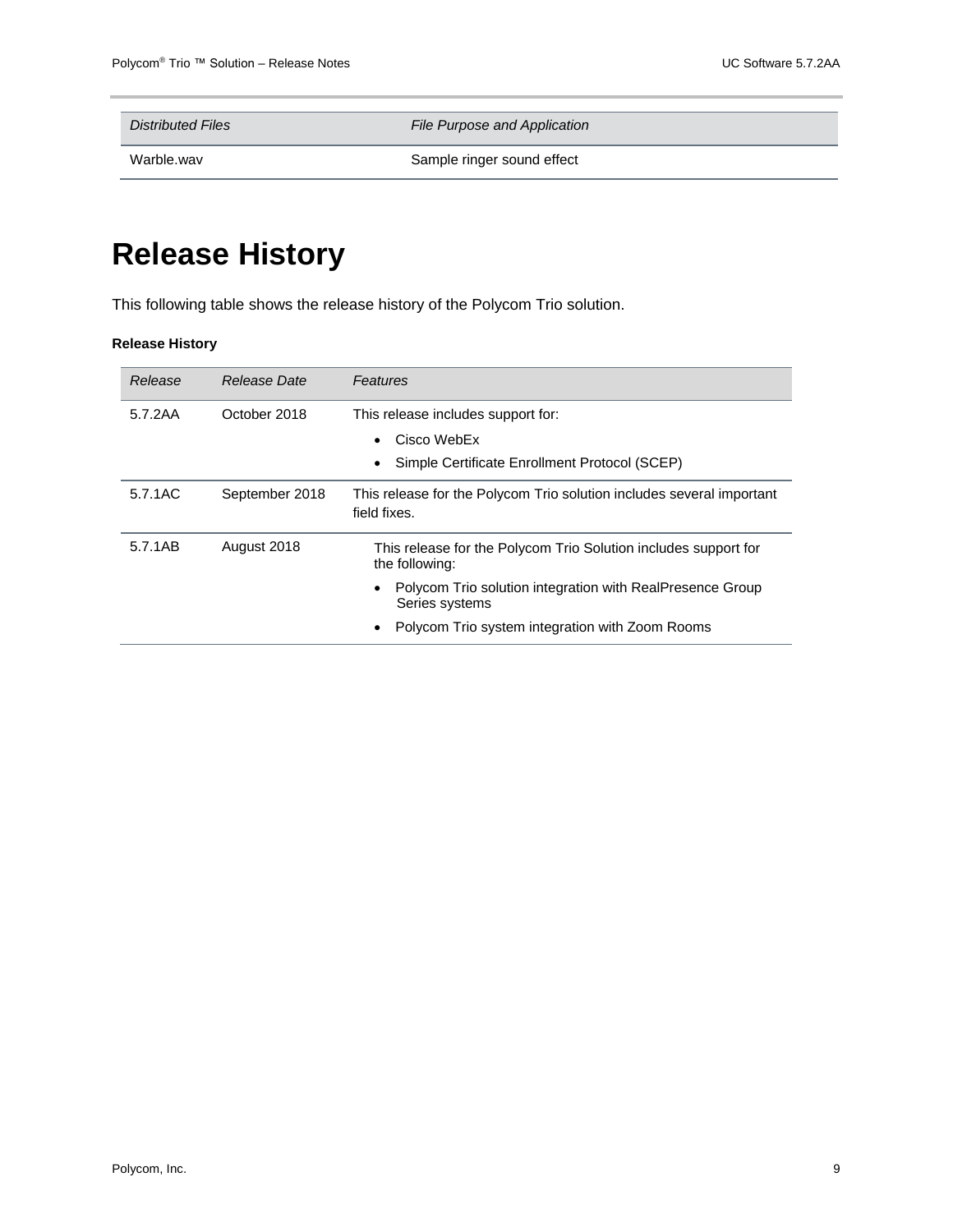| *Distributed Files* | *File Purpose and Application* |
| --- | --- |
| Warble.wav | Sample ringer sound effect |

# Release History

This following table shows the release history of the Polycom Trio solution.

**Release History**

| *Release* | *Release Date* | *Features* |
| --- | --- | --- |
| 5.7.2AA | October 2018 | This release includes support for:<br>• Cisco WebEx<br>• Simple Certificate Enrollment Protocol (SCEP) |
| 5.7.1AC | September 2018 | This release for the Polycom Trio solution includes several important field fixes. |
| 5.7.1AB | August 2018 | This release for the Polycom Trio Solution includes support for the following:<br>• Polycom Trio solution integration with RealPresence Group Series systems<br>• Polycom Trio system integration with Zoom Rooms |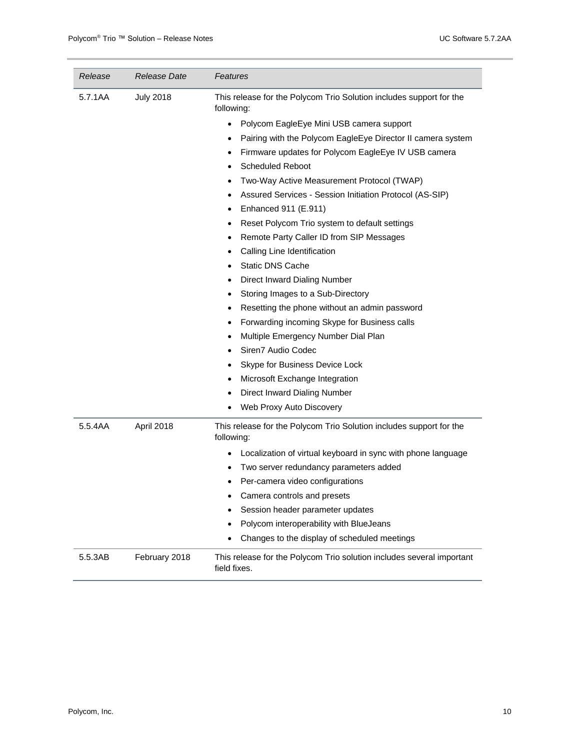| *Release* | *Release Date* | *Features* |
| --- | --- | --- |
| 5.7.1AA | July 2018 | This release for the Polycom Trio Solution includes support for the following:<br>• Polycom EagleEye Mini USB camera support<br>• Pairing with the Polycom EagleEye Director II camera system<br>• Firmware updates for Polycom EagleEye IV USB camera<br>• Scheduled Reboot<br>• Two-Way Active Measurement Protocol (TWAP)<br>• Assured Services - Session Initiation Protocol (AS-SIP)<br>• Enhanced 911 (E.911)<br>• Reset Polycom Trio system to default settings<br>• Remote Party Caller ID from SIP Messages<br>• Calling Line Identification<br>• Static DNS Cache<br>• Direct Inward Dialing Number<br>• Storing Images to a Sub-Directory<br>• Resetting the phone without an admin password<br>• Forwarding incoming Skype for Business calls<br>• Multiple Emergency Number Dial Plan<br>• Siren7 Audio Codec<br>• Skype for Business Device Lock<br>• Microsoft Exchange Integration<br>• Direct Inward Dialing Number<br>• Web Proxy Auto Discovery |
| 5.5.4AA | April 2018 | This release for the Polycom Trio Solution includes support for the following:<br>• Localization of virtual keyboard in sync with phone language<br>• Two server redundancy parameters added<br>• Per-camera video configurations<br>• Camera controls and presets<br>• Session header parameter updates<br>• Polycom interoperability with BlueJeans<br>• Changes to the display of scheduled meetings |
| 5.5.3AB | February 2018 | This release for the Polycom Trio solution includes several important field fixes. |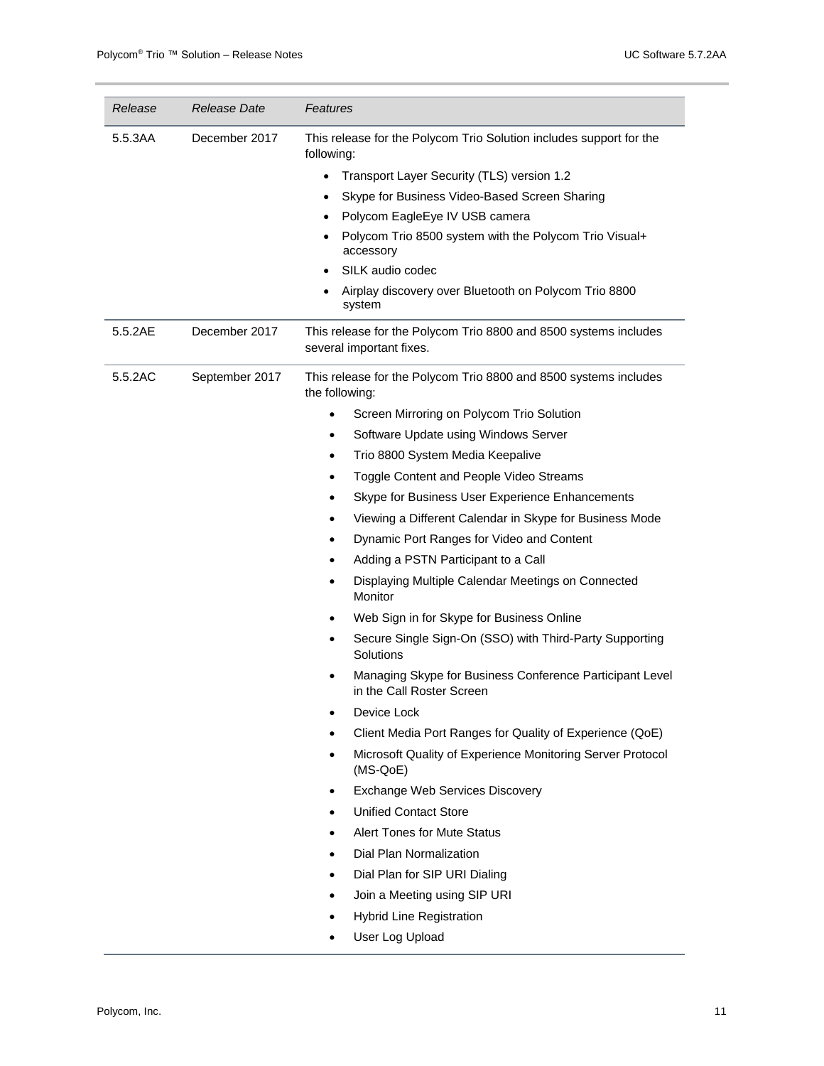| *Release* | *Release Date* | *Features* |
|---|---|---|
| 5.5.3AA | December 2017 | This release for the Polycom Trio Solution includes support for the following:<br>• Transport Layer Security (TLS) version 1.2<br>• Skype for Business Video-Based Screen Sharing<br>• Polycom EagleEye IV USB camera<br>• Polycom Trio 8500 system with the Polycom Trio Visual+ accessory<br>• SILK audio codec<br>• Airplay discovery over Bluetooth on Polycom Trio 8800 system |
| 5.5.2AE | December 2017 | This release for the Polycom Trio 8800 and 8500 systems includes several important fixes. |
| 5.5.2AC | September 2017 | This release for the Polycom Trio 8800 and 8500 systems includes the following:<br>• Screen Mirroring on Polycom Trio Solution<br>• Software Update using Windows Server<br>• Trio 8800 System Media Keepalive<br>• Toggle Content and People Video Streams<br>• Skype for Business User Experience Enhancements<br>• Viewing a Different Calendar in Skype for Business Mode<br>• Dynamic Port Ranges for Video and Content<br>• Adding a PSTN Participant to a Call<br>• Displaying Multiple Calendar Meetings on Connected Monitor<br>• Web Sign in for Skype for Business Online<br>• Secure Single Sign-On (SSO) with Third-Party Supporting Solutions<br>• Managing Skype for Business Conference Participant Level in the Call Roster Screen<br>• Device Lock<br>• Client Media Port Ranges for Quality of Experience (QoE)<br>• Microsoft Quality of Experience Monitoring Server Protocol (MS-QoE)<br>• Exchange Web Services Discovery<br>• Unified Contact Store<br>• Alert Tones for Mute Status<br>• Dial Plan Normalization<br>• Dial Plan for SIP URI Dialing<br>• Join a Meeting using SIP URI<br>• Hybrid Line Registration<br>• User Log Upload |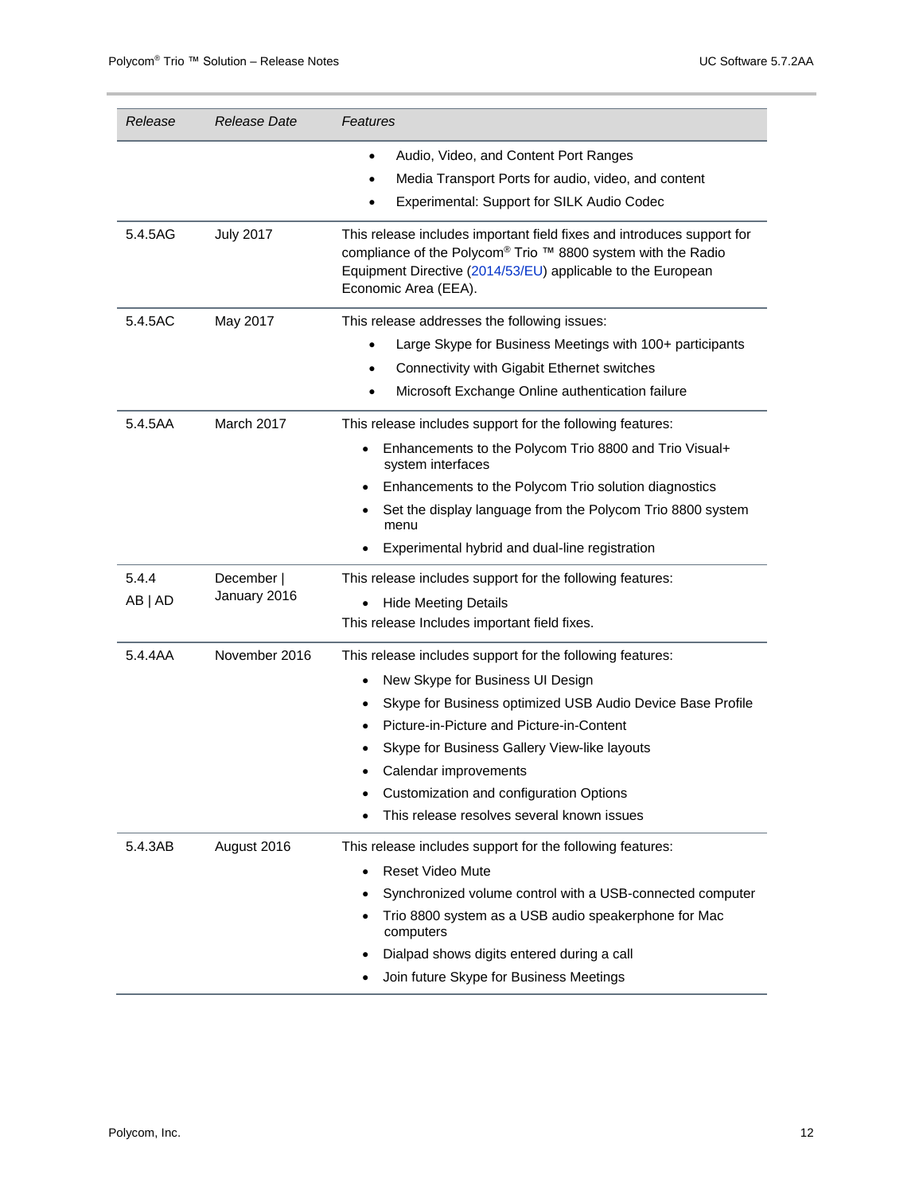| *Release* | *Release Date* | *Features* |
|---|---|---|
| | | • Audio, Video, and Content Port Ranges<br>• Media Transport Ports for audio, video, and content<br>• Experimental: Support for SILK Audio Codec |
| 5.4.5AG | July 2017 | This release includes important field fixes and introduces support for compliance of the Polycom® Trio ™ 8800 system with the Radio Equipment Directive (2014/53/EU) applicable to the European Economic Area (EEA). |
| 5.4.5AC | May 2017 | This release addresses the following issues:<br>• Large Skype for Business Meetings with 100+ participants<br>• Connectivity with Gigabit Ethernet switches<br>• Microsoft Exchange Online authentication failure |
| 5.4.5AA | March 2017 | This release includes support for the following features:<br>• Enhancements to the Polycom Trio 8800 and Trio Visual+ system interfaces<br>• Enhancements to the Polycom Trio solution diagnostics<br>• Set the display language from the Polycom Trio 8800 system menu<br>• Experimental hybrid and dual-line registration |
| 5.4.4 AB \| AD | December \| January 2016 | This release includes support for the following features:<br>• Hide Meeting Details<br>This release Includes important field fixes. |
| 5.4.4AA | November 2016 | This release includes support for the following features:<br>• New Skype for Business UI Design<br>• Skype for Business optimized USB Audio Device Base Profile<br>• Picture-in-Picture and Picture-in-Content<br>• Skype for Business Gallery View-like layouts<br>• Calendar improvements<br>• Customization and configuration Options<br>• This release resolves several known issues |
| 5.4.3AB | August 2016 | This release includes support for the following features:<br>• Reset Video Mute<br>• Synchronized volume control with a USB-connected computer<br>• Trio 8800 system as a USB audio speakerphone for Mac computers<br>• Dialpad shows digits entered during a call<br>• Join future Skype for Business Meetings |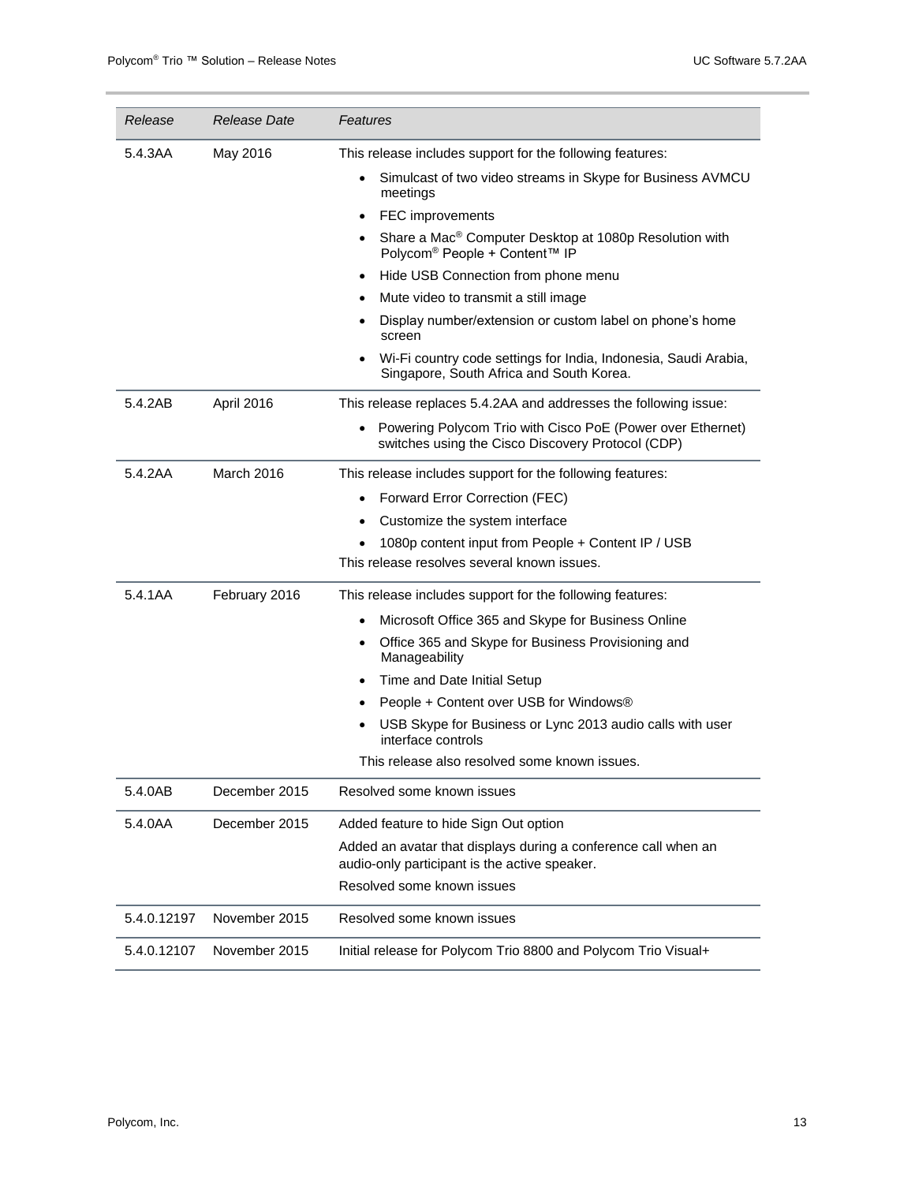| *Release* | *Release Date* | *Features* |
|---|---|---|
| 5.4.3AA | May 2016 | This release includes support for the following features:<br>• Simulcast of two video streams in Skype for Business AVMCU meetings<br>• FEC improvements<br>• Share a Mac® Computer Desktop at 1080p Resolution with Polycom® People + Content™ IP<br>• Hide USB Connection from phone menu<br>• Mute video to transmit a still image<br>• Display number/extension or custom label on phone's home screen<br>• Wi-Fi country code settings for India, Indonesia, Saudi Arabia, Singapore, South Africa and South Korea. |
| 5.4.2AB | April 2016 | This release replaces 5.4.2AA and addresses the following issue:<br>• Powering Polycom Trio with Cisco PoE (Power over Ethernet) switches using the Cisco Discovery Protocol (CDP) |
| 5.4.2AA | March 2016 | This release includes support for the following features:<br>• Forward Error Correction (FEC)<br>• Customize the system interface<br>• 1080p content input from People + Content IP / USB<br>This release resolves several known issues. |
| 5.4.1AA | February 2016 | This release includes support for the following features:<br>• Microsoft Office 365 and Skype for Business Online<br>• Office 365 and Skype for Business Provisioning and Manageability<br>• Time and Date Initial Setup<br>• People + Content over USB for Windows®<br>• USB Skype for Business or Lync 2013 audio calls with user interface controls<br>This release also resolved some known issues. |
| 5.4.0AB | December 2015 | Resolved some known issues |
| 5.4.0AA | December 2015 | Added feature to hide Sign Out option<br>Added an avatar that displays during a conference call when an audio-only participant is the active speaker.<br>Resolved some known issues |
| 5.4.0.12197 | November 2015 | Resolved some known issues |
| 5.4.0.12107 | November 2015 | Initial release for Polycom Trio 8800 and Polycom Trio Visual+ |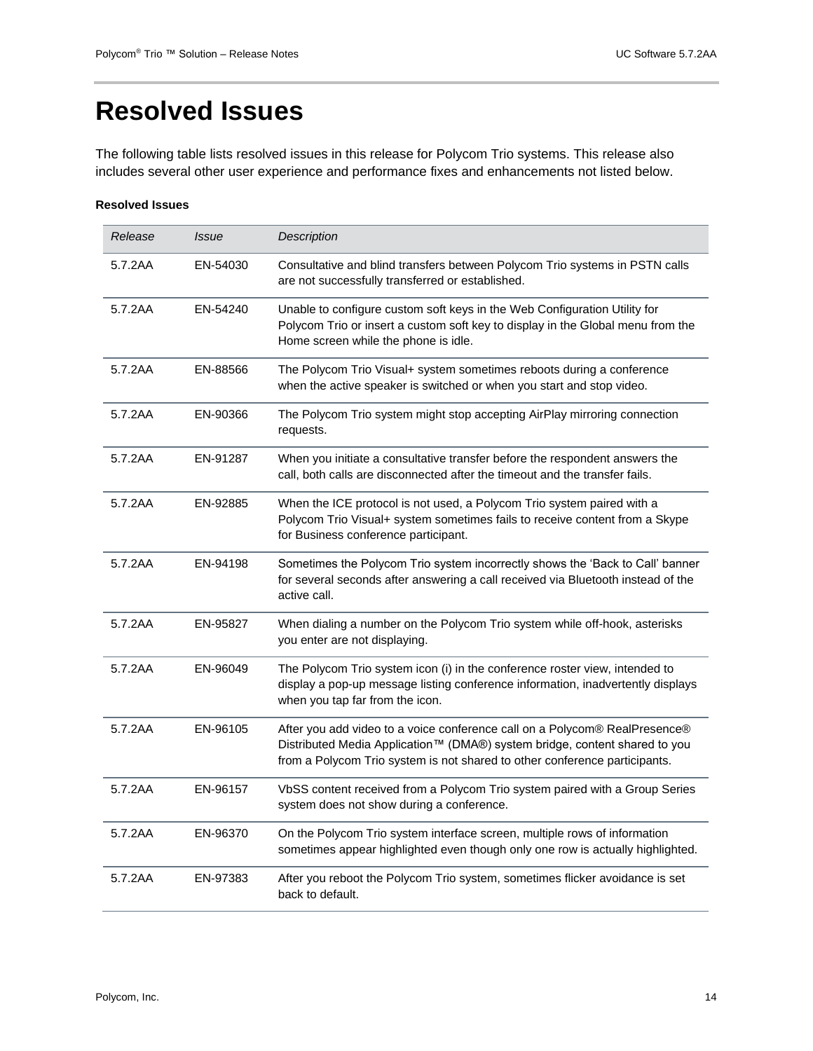# Resolved Issues

The following table lists resolved issues in this release for Polycom Trio systems. This release also includes several other user experience and performance fixes and enhancements not listed below.

**Resolved Issues**

| *Release* | *Issue* | *Description* |
|---|---|---|
| 5.7.2AA | EN-54030 | Consultative and blind transfers between Polycom Trio systems in PSTN calls are not successfully transferred or established. |
| 5.7.2AA | EN-54240 | Unable to configure custom soft keys in the Web Configuration Utility for Polycom Trio or insert a custom soft key to display in the Global menu from the Home screen while the phone is idle. |
| 5.7.2AA | EN-88566 | The Polycom Trio Visual+ system sometimes reboots during a conference when the active speaker is switched or when you start and stop video. |
| 5.7.2AA | EN-90366 | The Polycom Trio system might stop accepting AirPlay mirroring connection requests. |
| 5.7.2AA | EN-91287 | When you initiate a consultative transfer before the respondent answers the call, both calls are disconnected after the timeout and the transfer fails. |
| 5.7.2AA | EN-92885 | When the ICE protocol is not used, a Polycom Trio system paired with a Polycom Trio Visual+ system sometimes fails to receive content from a Skype for Business conference participant. |
| 5.7.2AA | EN-94198 | Sometimes the Polycom Trio system incorrectly shows the 'Back to Call' banner for several seconds after answering a call received via Bluetooth instead of the active call. |
| 5.7.2AA | EN-95827 | When dialing a number on the Polycom Trio system while off-hook, asterisks you enter are not displaying. |
| 5.7.2AA | EN-96049 | The Polycom Trio system icon (i) in the conference roster view, intended to display a pop-up message listing conference information, inadvertently displays when you tap far from the icon. |
| 5.7.2AA | EN-96105 | After you add video to a voice conference call on a Polycom® RealPresence® Distributed Media Application™ (DMA®) system bridge, content shared to you from a Polycom Trio system is not shared to other conference participants. |
| 5.7.2AA | EN-96157 | VbSS content received from a Polycom Trio system paired with a Group Series system does not show during a conference. |
| 5.7.2AA | EN-96370 | On the Polycom Trio system interface screen, multiple rows of information sometimes appear highlighted even though only one row is actually highlighted. |
| 5.7.2AA | EN-97383 | After you reboot the Polycom Trio system, sometimes flicker avoidance is set back to default. |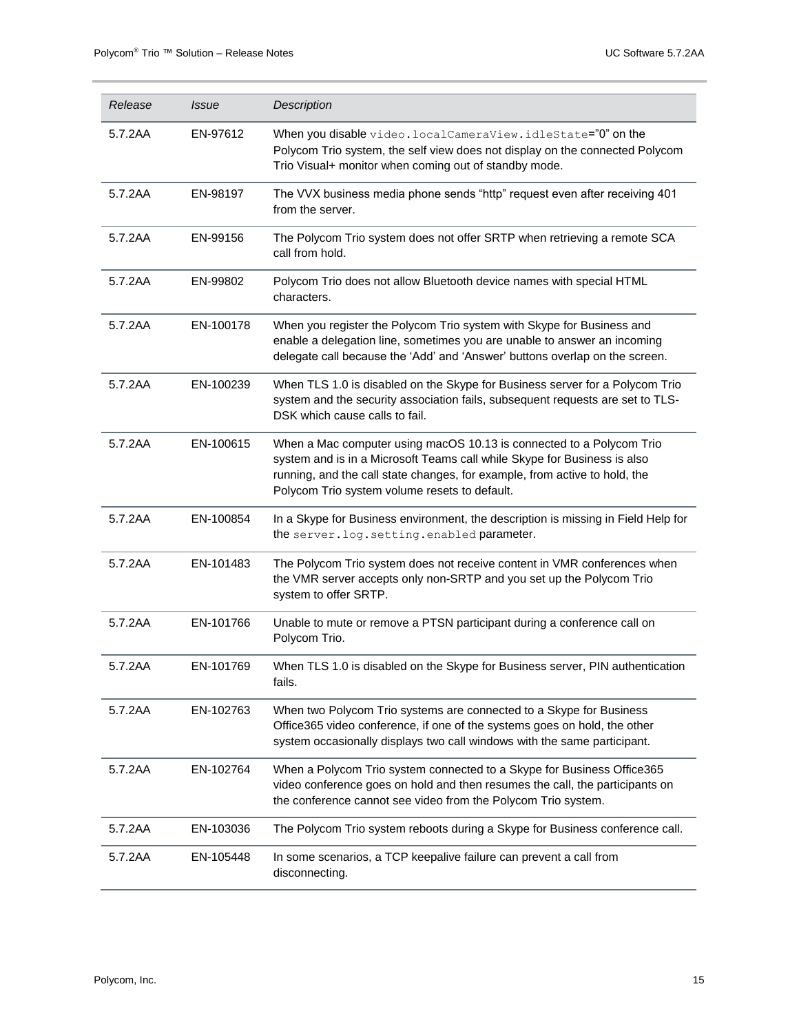| *Release* | *Issue* | *Description* |
|---|---|---|
| 5.7.2AA | EN-97612 | When you disable `video.localCameraView.idleState`="0" on the Polycom Trio system, the self view does not display on the connected Polycom Trio Visual+ monitor when coming out of standby mode. |
| 5.7.2AA | EN-98197 | The VVX business media phone sends "http" request even after receiving 401 from the server. |
| 5.7.2AA | EN-99156 | The Polycom Trio system does not offer SRTP when retrieving a remote SCA call from hold. |
| 5.7.2AA | EN-99802 | Polycom Trio does not allow Bluetooth device names with special HTML characters. |
| 5.7.2AA | EN-100178 | When you register the Polycom Trio system with Skype for Business and enable a delegation line, sometimes you are unable to answer an incoming delegate call because the 'Add' and 'Answer' buttons overlap on the screen. |
| 5.7.2AA | EN-100239 | When TLS 1.0 is disabled on the Skype for Business server for a Polycom Trio system and the security association fails, subsequent requests are set to TLS-DSK which cause calls to fail. |
| 5.7.2AA | EN-100615 | When a Mac computer using macOS 10.13 is connected to a Polycom Trio system and is in a Microsoft Teams call while Skype for Business is also running, and the call state changes, for example, from active to hold, the Polycom Trio system volume resets to default. |
| 5.7.2AA | EN-100854 | In a Skype for Business environment, the description is missing in Field Help for the `server.log.setting.enabled` parameter. |
| 5.7.2AA | EN-101483 | The Polycom Trio system does not receive content in VMR conferences when the VMR server accepts only non-SRTP and you set up the Polycom Trio system to offer SRTP. |
| 5.7.2AA | EN-101766 | Unable to mute or remove a PTSN participant during a conference call on Polycom Trio. |
| 5.7.2AA | EN-101769 | When TLS 1.0 is disabled on the Skype for Business server, PIN authentication fails. |
| 5.7.2AA | EN-102763 | When two Polycom Trio systems are connected to a Skype for Business Office365 video conference, if one of the systems goes on hold, the other system occasionally displays two call windows with the same participant. |
| 5.7.2AA | EN-102764 | When a Polycom Trio system connected to a Skype for Business Office365 video conference goes on hold and then resumes the call, the participants on the conference cannot see video from the Polycom Trio system. |
| 5.7.2AA | EN-103036 | The Polycom Trio system reboots during a Skype for Business conference call. |
| 5.7.2AA | EN-105448 | In some scenarios, a TCP keepalive failure can prevent a call from disconnecting. |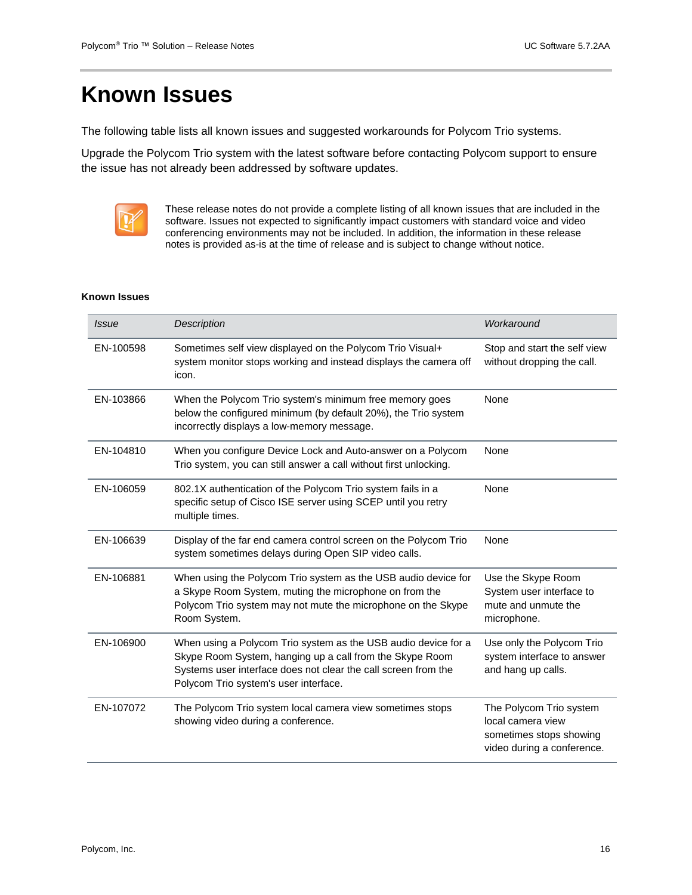# Known Issues

The following table lists all known issues and suggested workarounds for Polycom Trio systems.

Upgrade the Polycom Trio system with the latest software before contacting Polycom support to ensure the issue has not already been addressed by software updates.

These release notes do not provide a complete listing of all known issues that are included in the software. Issues not expected to significantly impact customers with standard voice and video conferencing environments may not be included. In addition, the information in these release notes is provided as-is at the time of release and is subject to change without notice.

**Known Issues**

| *Issue* | *Description* | *Workaround* |
| --- | --- | --- |
| EN-100598 | Sometimes self view displayed on the Polycom Trio Visual+ system monitor stops working and instead displays the camera off icon. | Stop and start the self view without dropping the call. |
| EN-103866 | When the Polycom Trio system's minimum free memory goes below the configured minimum (by default 20%), the Trio system incorrectly displays a low-memory message. | None |
| EN-104810 | When you configure Device Lock and Auto-answer on a Polycom Trio system, you can still answer a call without first unlocking. | None |
| EN-106059 | 802.1X authentication of the Polycom Trio system fails in a specific setup of Cisco ISE server using SCEP until you retry multiple times. | None |
| EN-106639 | Display of the far end camera control screen on the Polycom Trio system sometimes delays during Open SIP video calls. | None |
| EN-106881 | When using the Polycom Trio system as the USB audio device for a Skype Room System, muting the microphone on from the Polycom Trio system may not mute the microphone on the Skype Room System. | Use the Skype Room System user interface to mute and unmute the microphone. |
| EN-106900 | When using a Polycom Trio system as the USB audio device for a Skype Room System, hanging up a call from the Skype Room Systems user interface does not clear the call screen from the Polycom Trio system's user interface. | Use only the Polycom Trio system interface to answer and hang up calls. |
| EN-107072 | The Polycom Trio system local camera view sometimes stops showing video during a conference. | The Polycom Trio system local camera view sometimes stops showing video during a conference. |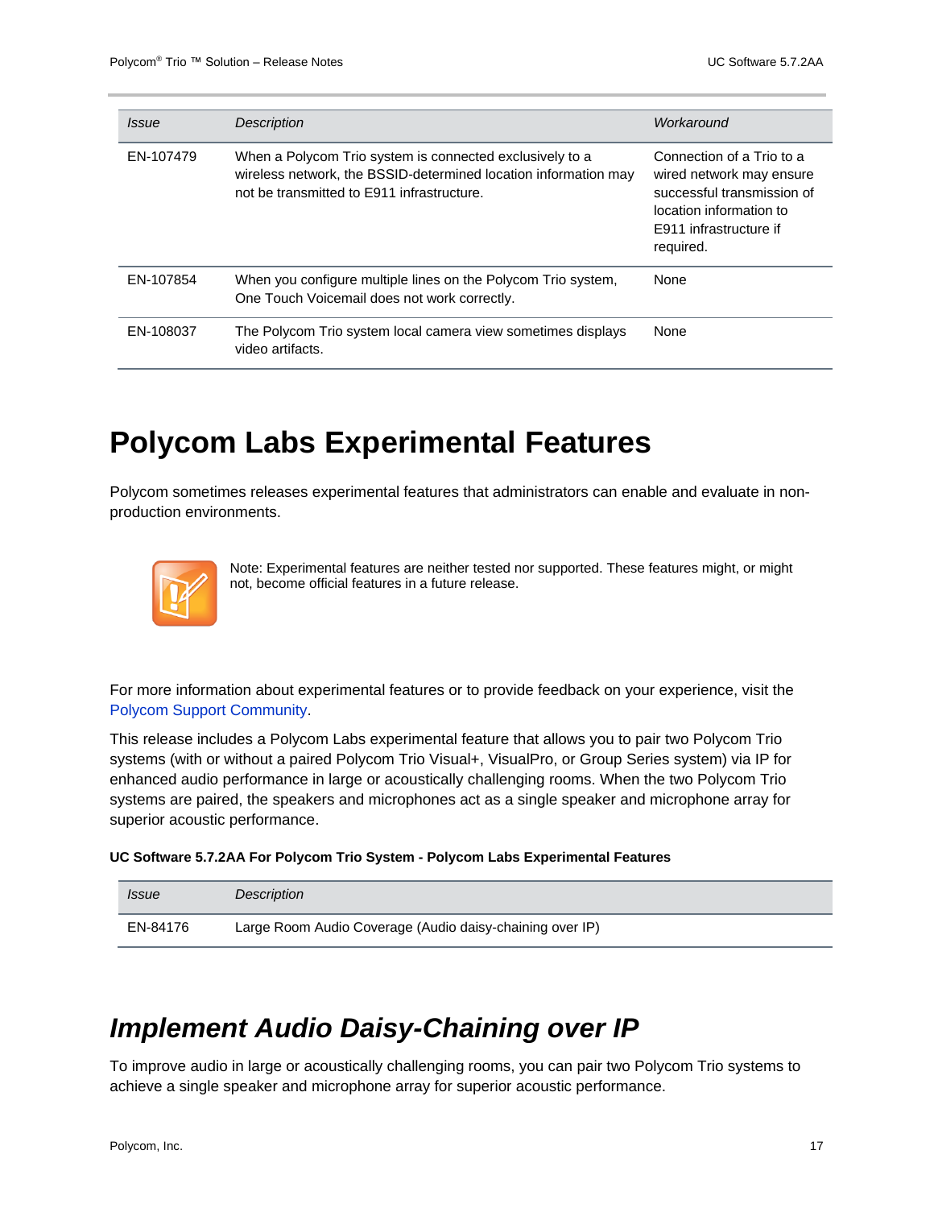| Issue | Description | Workaround |
|---|---|---|
| EN-107479 | When a Polycom Trio system is connected exclusively to a wireless network, the BSSID-determined location information may not be transmitted to E911 infrastructure. | Connection of a Trio to a wired network may ensure successful transmission of location information to E911 infrastructure if required. |
| EN-107854 | When you configure multiple lines on the Polycom Trio system, One Touch Voicemail does not work correctly. | None |
| EN-108037 | The Polycom Trio system local camera view sometimes displays video artifacts. | None |

# Polycom Labs Experimental Features

Polycom sometimes releases experimental features that administrators can enable and evaluate in non-production environments.

Note: Experimental features are neither tested nor supported. These features might, or might not, become official features in a future release.

For more information about experimental features or to provide feedback on your experience, visit the Polycom Support Community.

This release includes a Polycom Labs experimental feature that allows you to pair two Polycom Trio systems (with or without a paired Polycom Trio Visual+, VisualPro, or Group Series system) via IP for enhanced audio performance in large or acoustically challenging rooms. When the two Polycom Trio systems are paired, the speakers and microphones act as a single speaker and microphone array for superior acoustic performance.

**UC Software 5.7.2AA For Polycom Trio System - Polycom Labs Experimental Features**

| Issue | Description |
|---|---|
| EN-84176 | Large Room Audio Coverage (Audio daisy-chaining over IP) |

## *Implement Audio Daisy-Chaining over IP*

To improve audio in large or acoustically challenging rooms, you can pair two Polycom Trio systems to achieve a single speaker and microphone array for superior acoustic performance.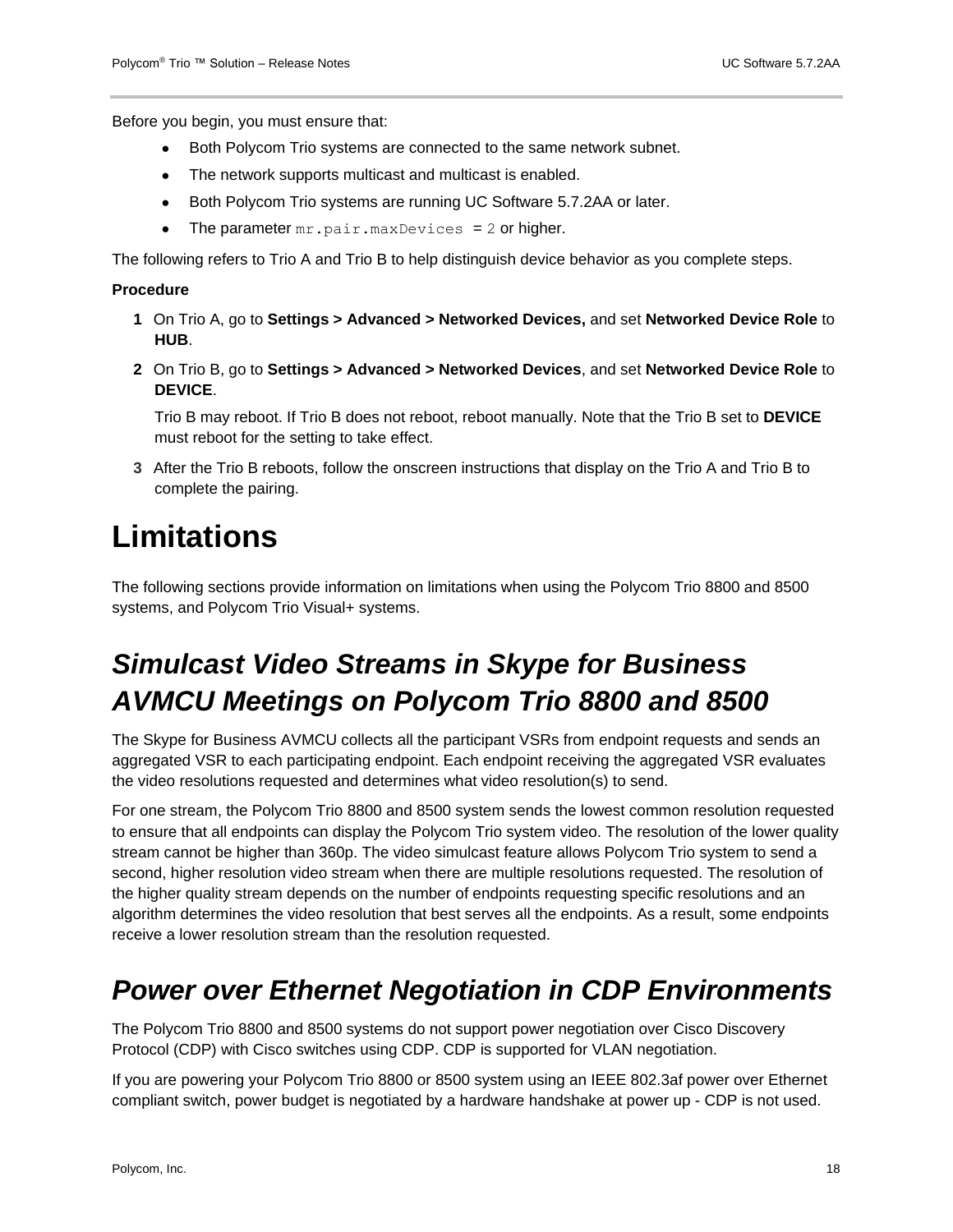Before you begin, you must ensure that:

- Both Polycom Trio systems are connected to the same network subnet.
- The network supports multicast and multicast is enabled.
- Both Polycom Trio systems are running UC Software 5.7.2AA or later.
- The parameter `mr.pair.maxDevices = 2` or higher.

The following refers to Trio A and Trio B to help distinguish device behavior as you complete steps.

**Procedure**

1. On Trio A, go to **Settings > Advanced > Networked Devices,** and set **Networked Device Role** to **HUB**.
2. On Trio B, go to **Settings > Advanced > Networked Devices**, and set **Networked Device Role** to **DEVICE**.

   Trio B may reboot. If Trio B does not reboot, reboot manually. Note that the Trio B set to **DEVICE** must reboot for the setting to take effect.
3. After the Trio B reboots, follow the onscreen instructions that display on the Trio A and Trio B to complete the pairing.

# Limitations

The following sections provide information on limitations when using the Polycom Trio 8800 and 8500 systems, and Polycom Trio Visual+ systems.

## *Simulcast Video Streams in Skype for Business AVMCU Meetings on Polycom Trio 8800 and 8500*

The Skype for Business AVMCU collects all the participant VSRs from endpoint requests and sends an aggregated VSR to each participating endpoint. Each endpoint receiving the aggregated VSR evaluates the video resolutions requested and determines what video resolution(s) to send.

For one stream, the Polycom Trio 8800 and 8500 system sends the lowest common resolution requested to ensure that all endpoints can display the Polycom Trio system video. The resolution of the lower quality stream cannot be higher than 360p. The video simulcast feature allows Polycom Trio system to send a second, higher resolution video stream when there are multiple resolutions requested. The resolution of the higher quality stream depends on the number of endpoints requesting specific resolutions and an algorithm determines the video resolution that best serves all the endpoints. As a result, some endpoints receive a lower resolution stream than the resolution requested.

## *Power over Ethernet Negotiation in CDP Environments*

The Polycom Trio 8800 and 8500 systems do not support power negotiation over Cisco Discovery Protocol (CDP) with Cisco switches using CDP. CDP is supported for VLAN negotiation.

If you are powering your Polycom Trio 8800 or 8500 system using an IEEE 802.3af power over Ethernet compliant switch, power budget is negotiated by a hardware handshake at power up - CDP is not used.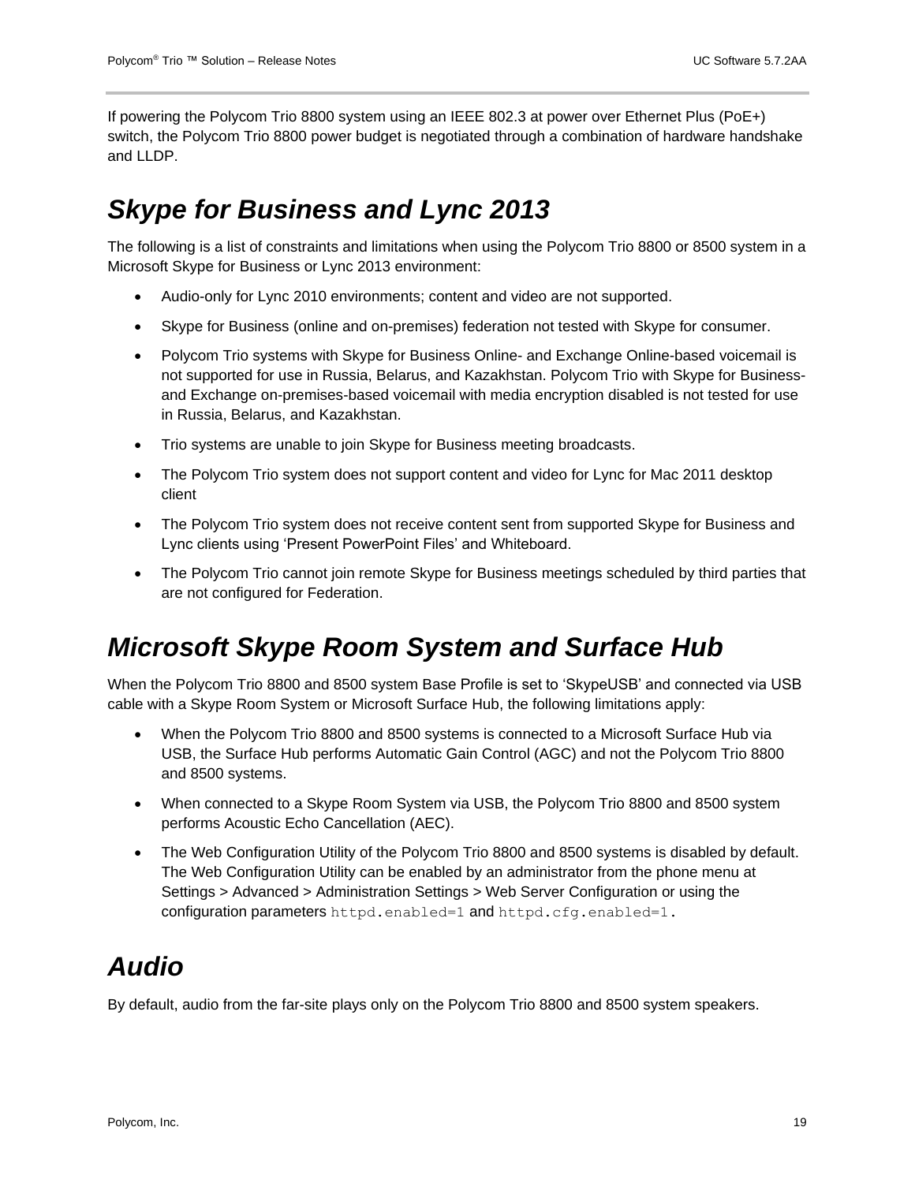If powering the Polycom Trio 8800 system using an IEEE 802.3 at power over Ethernet Plus (PoE+) switch, the Polycom Trio 8800 power budget is negotiated through a combination of hardware handshake and LLDP.

## *Skype for Business and Lync 2013*

The following is a list of constraints and limitations when using the Polycom Trio 8800 or 8500 system in a Microsoft Skype for Business or Lync 2013 environment:

- Audio-only for Lync 2010 environments; content and video are not supported.
- Skype for Business (online and on-premises) federation not tested with Skype for consumer.
- Polycom Trio systems with Skype for Business Online- and Exchange Online-based voicemail is not supported for use in Russia, Belarus, and Kazakhstan. Polycom Trio with Skype for Business- and Exchange on-premises-based voicemail with media encryption disabled is not tested for use in Russia, Belarus, and Kazakhstan.
- Trio systems are unable to join Skype for Business meeting broadcasts.
- The Polycom Trio system does not support content and video for Lync for Mac 2011 desktop client
- The Polycom Trio system does not receive content sent from supported Skype for Business and Lync clients using 'Present PowerPoint Files' and Whiteboard.
- The Polycom Trio cannot join remote Skype for Business meetings scheduled by third parties that are not configured for Federation.

## *Microsoft Skype Room System and Surface Hub*

When the Polycom Trio 8800 and 8500 system Base Profile is set to 'SkypeUSB' and connected via USB cable with a Skype Room System or Microsoft Surface Hub, the following limitations apply:

- When the Polycom Trio 8800 and 8500 systems is connected to a Microsoft Surface Hub via USB, the Surface Hub performs Automatic Gain Control (AGC) and not the Polycom Trio 8800 and 8500 systems.
- When connected to a Skype Room System via USB, the Polycom Trio 8800 and 8500 system performs Acoustic Echo Cancellation (AEC).
- The Web Configuration Utility of the Polycom Trio 8800 and 8500 systems is disabled by default. The Web Configuration Utility can be enabled by an administrator from the phone menu at Settings > Advanced > Administration Settings > Web Server Configuration or using the configuration parameters `httpd.enabled=1` and `httpd.cfg.enabled=1`.

## *Audio*

By default, audio from the far-site plays only on the Polycom Trio 8800 and 8500 system speakers.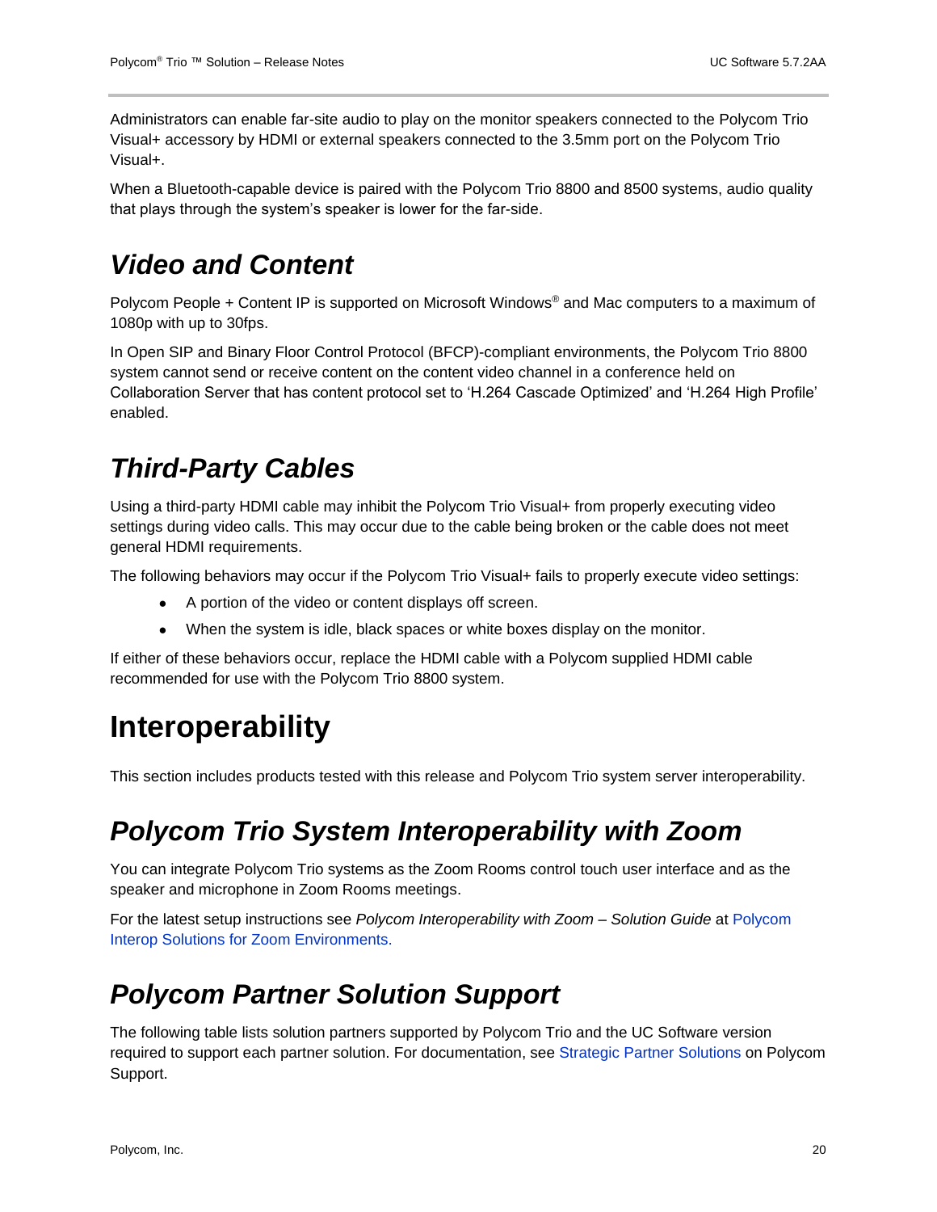Administrators can enable far-site audio to play on the monitor speakers connected to the Polycom Trio Visual+ accessory by HDMI or external speakers connected to the 3.5mm port on the Polycom Trio Visual+.

When a Bluetooth-capable device is paired with the Polycom Trio 8800 and 8500 systems, audio quality that plays through the system's speaker is lower for the far-side.

## *Video and Content*

Polycom People + Content IP is supported on Microsoft Windows® and Mac computers to a maximum of 1080p with up to 30fps.

In Open SIP and Binary Floor Control Protocol (BFCP)-compliant environments, the Polycom Trio 8800 system cannot send or receive content on the content video channel in a conference held on Collaboration Server that has content protocol set to 'H.264 Cascade Optimized' and 'H.264 High Profile' enabled.

## *Third-Party Cables*

Using a third-party HDMI cable may inhibit the Polycom Trio Visual+ from properly executing video settings during video calls. This may occur due to the cable being broken or the cable does not meet general HDMI requirements.

The following behaviors may occur if the Polycom Trio Visual+ fails to properly execute video settings:

- A portion of the video or content displays off screen.
- When the system is idle, black spaces or white boxes display on the monitor.

If either of these behaviors occur, replace the HDMI cable with a Polycom supplied HDMI cable recommended for use with the Polycom Trio 8800 system.

# Interoperability

This section includes products tested with this release and Polycom Trio system server interoperability.

## *Polycom Trio System Interoperability with Zoom*

You can integrate Polycom Trio systems as the Zoom Rooms control touch user interface and as the speaker and microphone in Zoom Rooms meetings.

For the latest setup instructions see *Polycom Interoperability with Zoom – Solution Guide* at Polycom Interop Solutions for Zoom Environments.

## *Polycom Partner Solution Support*

The following table lists solution partners supported by Polycom Trio and the UC Software version required to support each partner solution. For documentation, see Strategic Partner Solutions on Polycom Support.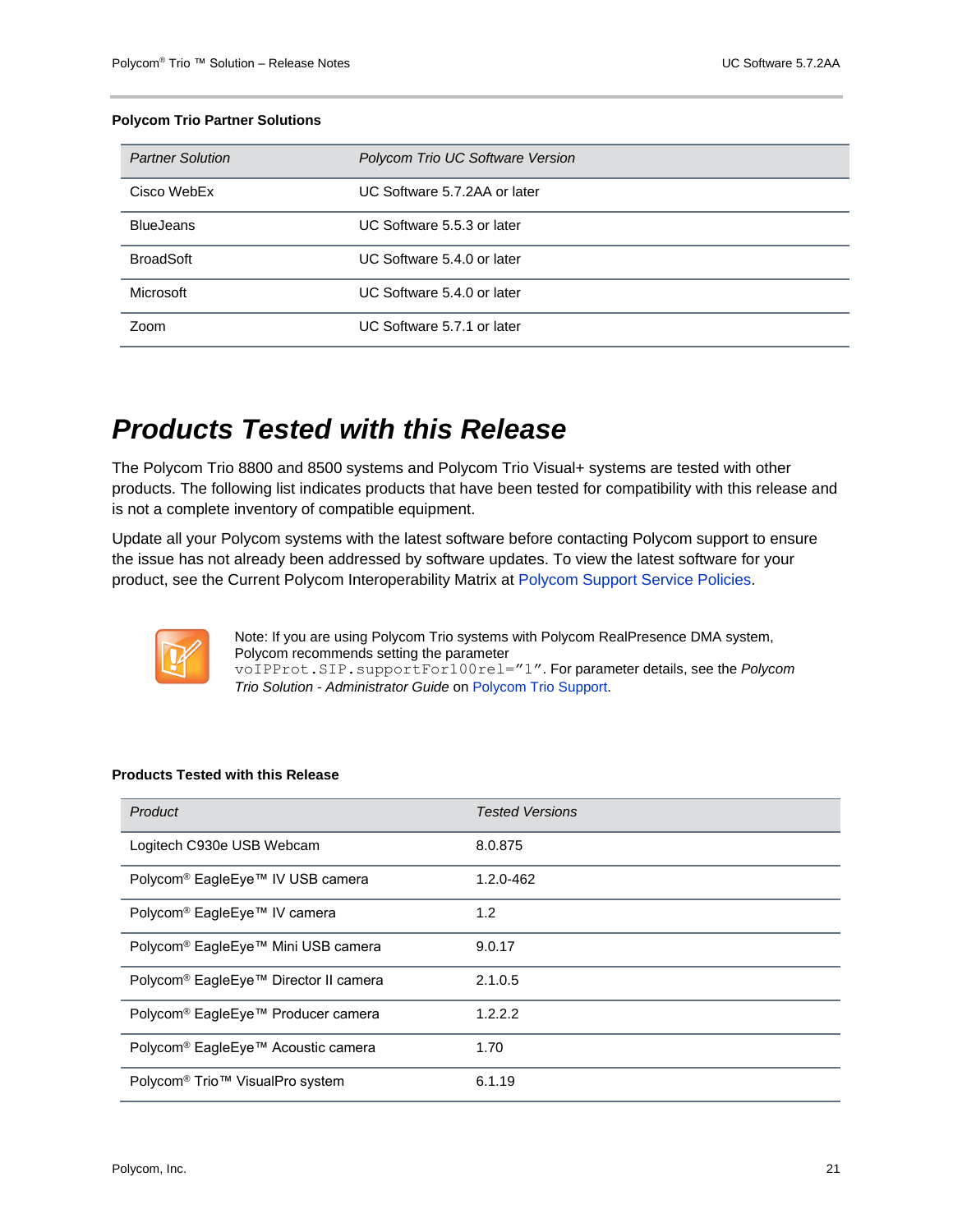**Polycom Trio Partner Solutions**

| *Partner Solution* | *Polycom Trio UC Software Version* |
|---|---|
| Cisco WebEx | UC Software 5.7.2AA or later |
| BlueJeans | UC Software 5.5.3 or later |
| BroadSoft | UC Software 5.4.0 or later |
| Microsoft | UC Software 5.4.0 or later |
| Zoom | UC Software 5.7.1 or later |

# *Products Tested with this Release*

The Polycom Trio 8800 and 8500 systems and Polycom Trio Visual+ systems are tested with other products. The following list indicates products that have been tested for compatibility with this release and is not a complete inventory of compatible equipment.

Update all your Polycom systems with the latest software before contacting Polycom support to ensure the issue has not already been addressed by software updates. To view the latest software for your product, see the Current Polycom Interoperability Matrix at Polycom Support Service Policies.

Note: If you are using Polycom Trio systems with Polycom RealPresence DMA system, Polycom recommends setting the parameter `voIPProt.SIP.supportFor100rel="1"`. For parameter details, see the *Polycom Trio Solution - Administrator Guide* on Polycom Trio Support.

**Products Tested with this Release**

| *Product* | *Tested Versions* |
|---|---|
| Logitech C930e USB Webcam | 8.0.875 |
| Polycom® EagleEye™ IV USB camera | 1.2.0-462 |
| Polycom® EagleEye™ IV camera | 1.2 |
| Polycom® EagleEye™ Mini USB camera | 9.0.17 |
| Polycom® EagleEye™ Director II camera | 2.1.0.5 |
| Polycom® EagleEye™ Producer camera | 1.2.2.2 |
| Polycom® EagleEye™ Acoustic camera | 1.70 |
| Polycom® Trio™ VisualPro system | 6.1.19 |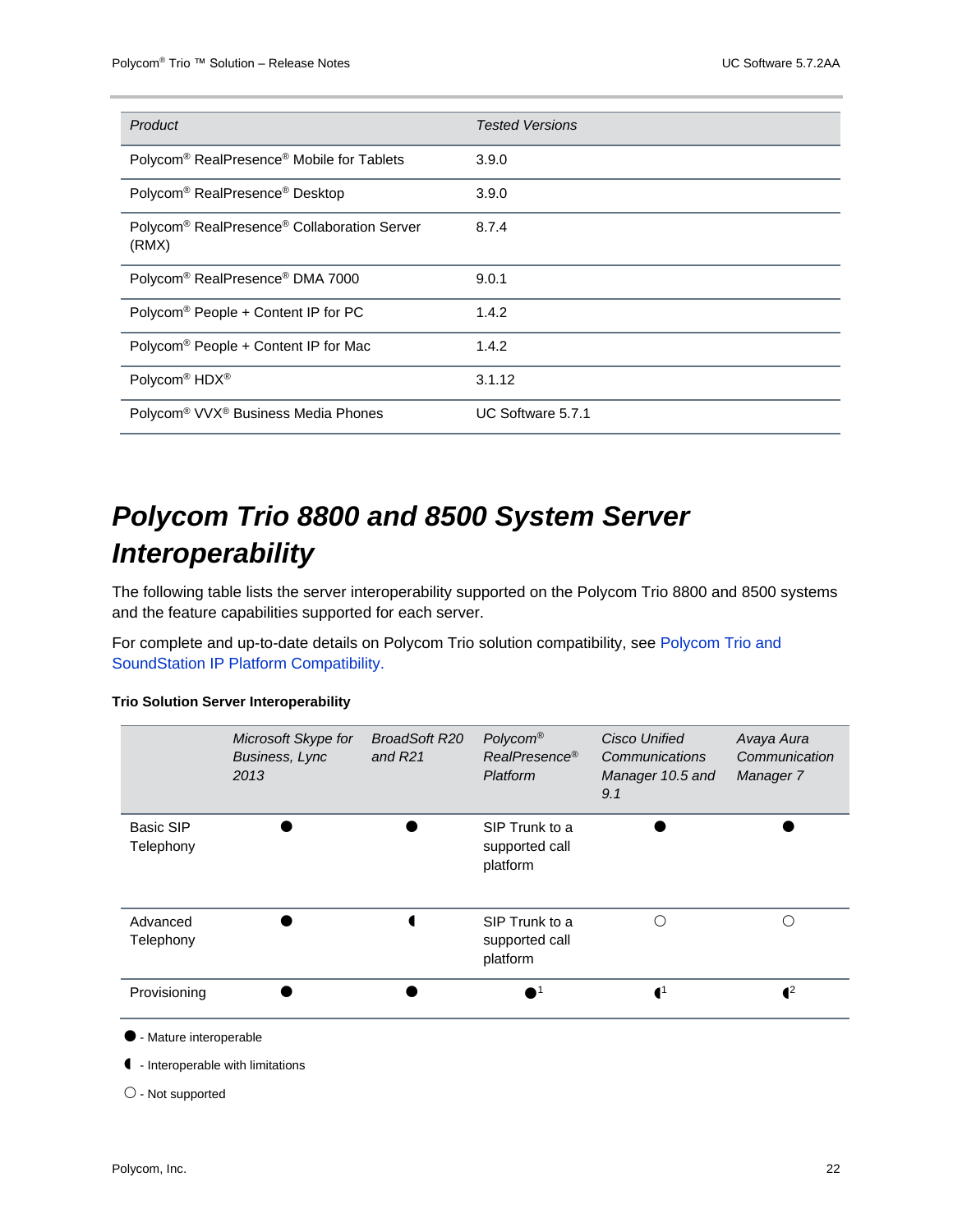| Product | Tested Versions |
| --- | --- |
| Polycom® RealPresence® Mobile for Tablets | 3.9.0 |
| Polycom® RealPresence® Desktop | 3.9.0 |
| Polycom® RealPresence® Collaboration Server (RMX) | 8.7.4 |
| Polycom® RealPresence® DMA 7000 | 9.0.1 |
| Polycom® People + Content IP for PC | 1.4.2 |
| Polycom® People + Content IP for Mac | 1.4.2 |
| Polycom® HDX® | 3.1.12 |
| Polycom® VVX® Business Media Phones | UC Software 5.7.1 |

# Polycom Trio 8800 and 8500 System Server Interoperability

The following table lists the server interoperability supported on the Polycom Trio 8800 and 8500 systems and the feature capabilities supported for each server.

For complete and up-to-date details on Polycom Trio solution compatibility, see Polycom Trio and SoundStation IP Platform Compatibility.

**Trio Solution Server Interoperability**

| | *Microsoft Skype for Business, Lync 2013* | *BroadSoft R20 and R21* | *Polycom® RealPresence® Platform* | *Cisco Unified Communications Manager 10.5 and 9.1* | *Avaya Aura Communication Manager 7* |
| --- | --- | --- | --- | --- | --- |
| Basic SIP Telephony | ● | ● | SIP Trunk to a supported call platform | ● | ● |
| Advanced Telephony | ● | ◖ | SIP Trunk to a supported call platform | ○ | ○ |
| Provisioning | ● | ● | ●[1] | ◖[1] | ◖[2] |

● - Mature interoperable

◖ - Interoperable with limitations

○ - Not supported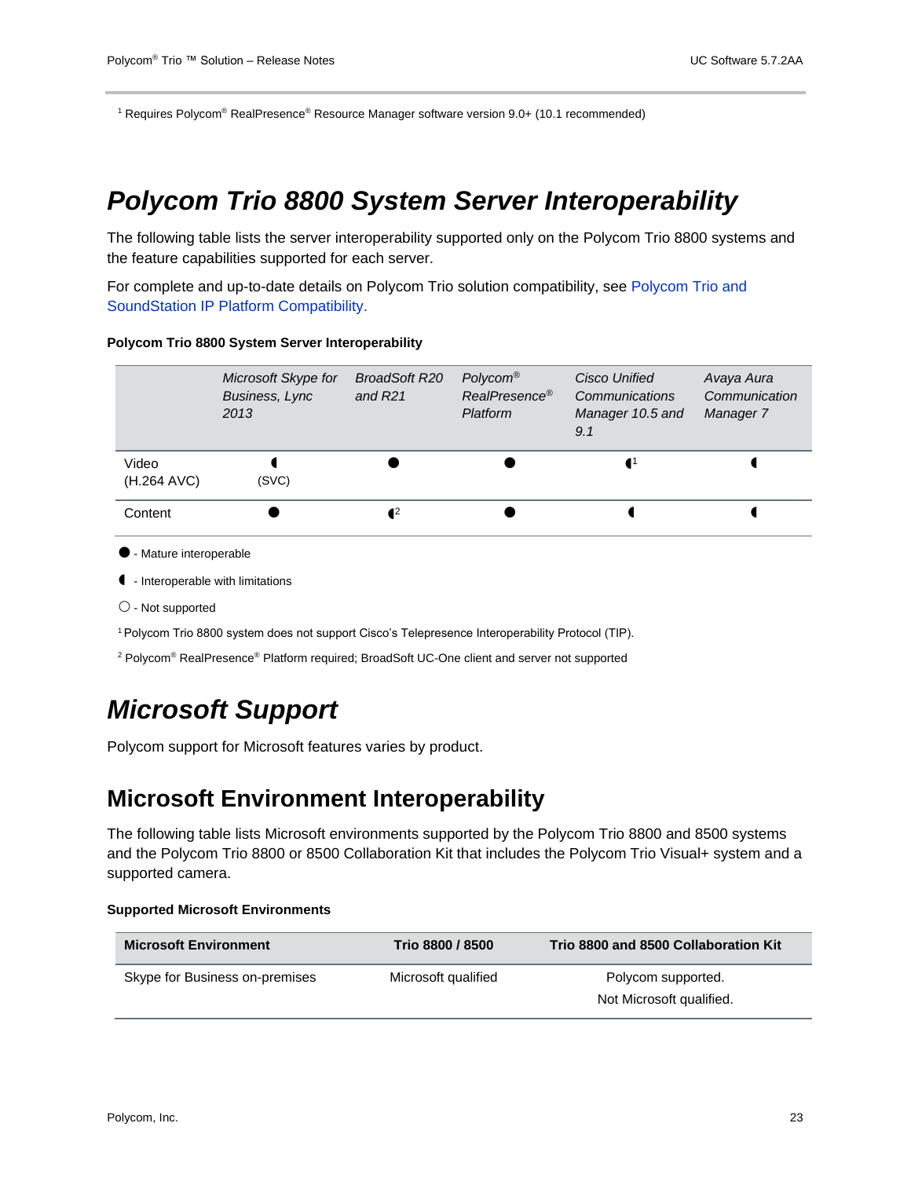[1] Requires Polycom® RealPresence® Resource Manager software version 9.0+ (10.1 recommended)

# *Polycom Trio 8800 System Server Interoperability*

The following table lists the server interoperability supported only on the Polycom Trio 8800 systems and the feature capabilities supported for each server.

For complete and up-to-date details on Polycom Trio solution compatibility, see Polycom Trio and SoundStation IP Platform Compatibility.

**Polycom Trio 8800 System Server Interoperability**

| | *Microsoft Skype for Business, Lync 2013* | *BroadSoft R20 and R21* | *Polycom® RealPresence® Platform* | *Cisco Unified Communications Manager 10.5 and 9.1* | *Avaya Aura Communication Manager 7* |
|---|---|---|---|---|---|
| Video (H.264 AVC) | ◖ (SVC) | ● | ● | ◖[1] | ◖ |
| Content | ● | ◖[2] | ● | ◖ | ◖ |

● - Mature interoperable

◖ - Interoperable with limitations

○ - Not supported

[1] Polycom Trio 8800 system does not support Cisco's Telepresence Interoperability Protocol (TIP).

[2] Polycom® RealPresence® Platform required; BroadSoft UC-One client and server not supported

# *Microsoft Support*

Polycom support for Microsoft features varies by product.

## Microsoft Environment Interoperability

The following table lists Microsoft environments supported by the Polycom Trio 8800 and 8500 systems and the Polycom Trio 8800 or 8500 Collaboration Kit that includes the Polycom Trio Visual+ system and a supported camera.

**Supported Microsoft Environments**

| Microsoft Environment | Trio 8800 / 8500 | Trio 8800 and 8500 Collaboration Kit |
|---|---|---|
| Skype for Business on-premises | Microsoft qualified | Polycom supported. Not Microsoft qualified. |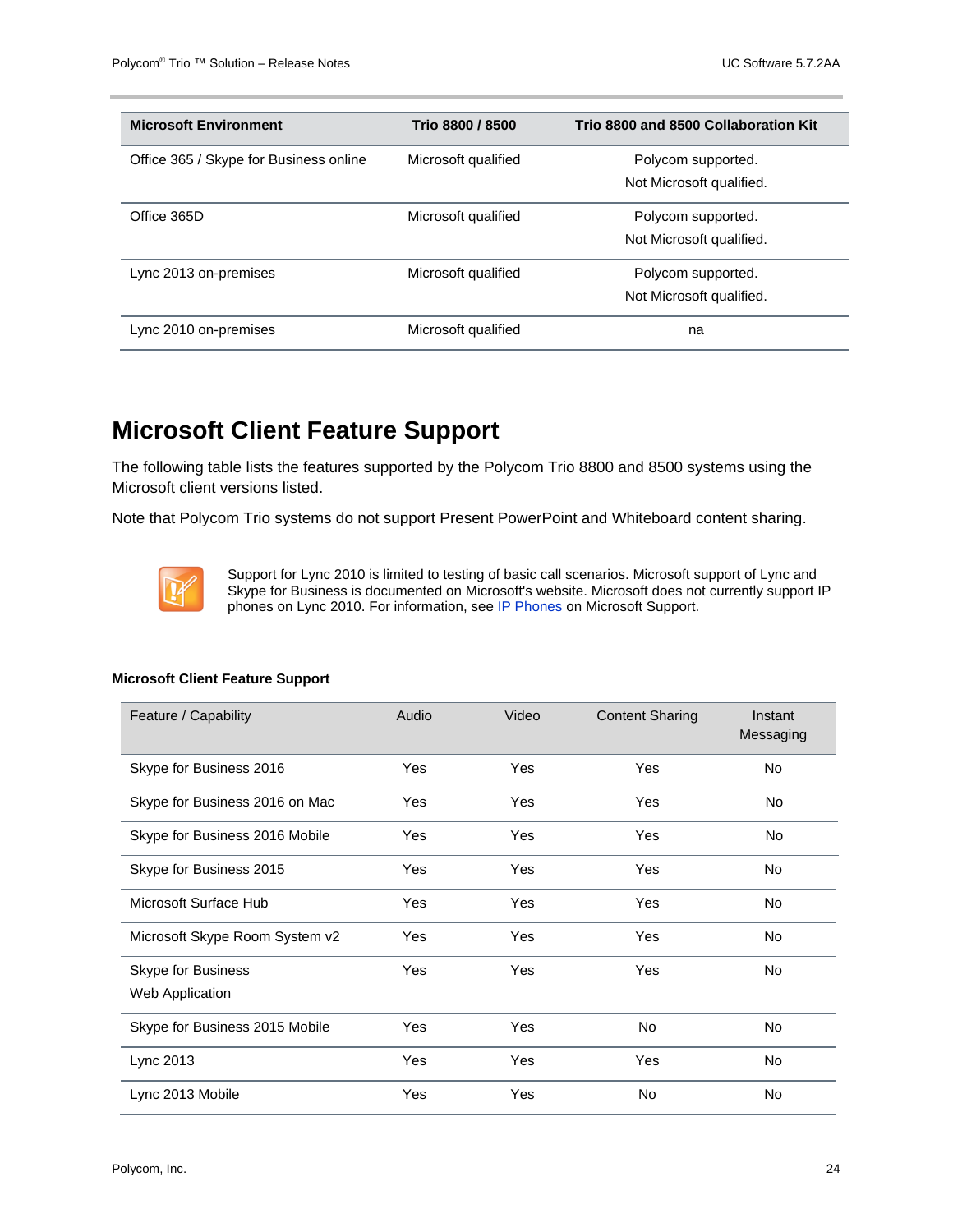| Microsoft Environment | Trio 8800 / 8500 | Trio 8800 and 8500 Collaboration Kit |
|---|---|---|
| Office 365 / Skype for Business online | Microsoft qualified | Polycom supported. Not Microsoft qualified. |
| Office 365D | Microsoft qualified | Polycom supported. Not Microsoft qualified. |
| Lync 2013 on-premises | Microsoft qualified | Polycom supported. Not Microsoft qualified. |
| Lync 2010 on-premises | Microsoft qualified | na |

## Microsoft Client Feature Support

The following table lists the features supported by the Polycom Trio 8800 and 8500 systems using the Microsoft client versions listed.

Note that Polycom Trio systems do not support Present PowerPoint and Whiteboard content sharing.

Support for Lync 2010 is limited to testing of basic call scenarios. Microsoft support of Lync and Skype for Business is documented on Microsoft's website. Microsoft does not currently support IP phones on Lync 2010. For information, see IP Phones on Microsoft Support.

**Microsoft Client Feature Support**

| Feature / Capability | Audio | Video | Content Sharing | Instant Messaging |
|---|---|---|---|---|
| Skype for Business 2016 | Yes | Yes | Yes | No |
| Skype for Business 2016 on Mac | Yes | Yes | Yes | No |
| Skype for Business 2016 Mobile | Yes | Yes | Yes | No |
| Skype for Business 2015 | Yes | Yes | Yes | No |
| Microsoft Surface Hub | Yes | Yes | Yes | No |
| Microsoft Skype Room System v2 | Yes | Yes | Yes | No |
| Skype for Business Web Application | Yes | Yes | Yes | No |
| Skype for Business 2015 Mobile | Yes | Yes | No | No |
| Lync 2013 | Yes | Yes | Yes | No |
| Lync 2013 Mobile | Yes | Yes | No | No |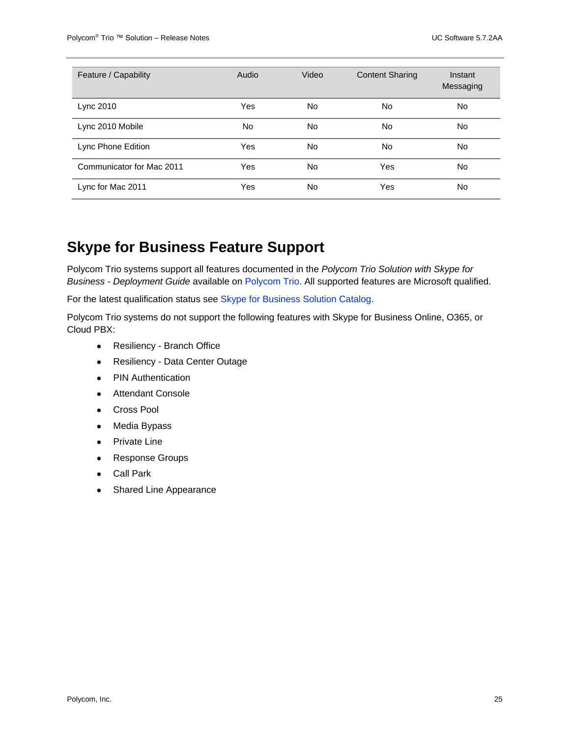| Feature / Capability | Audio | Video | Content Sharing | Instant Messaging |
| --- | --- | --- | --- | --- |
| Lync 2010 | Yes | No | No | No |
| Lync 2010 Mobile | No | No | No | No |
| Lync Phone Edition | Yes | No | No | No |
| Communicator for Mac 2011 | Yes | No | Yes | No |
| Lync for Mac 2011 | Yes | No | Yes | No |

## Skype for Business Feature Support

Polycom Trio systems support all features documented in the *Polycom Trio Solution with Skype for Business - Deployment Guide* available on Polycom Trio. All supported features are Microsoft qualified.

For the latest qualification status see Skype for Business Solution Catalog.

Polycom Trio systems do not support the following features with Skype for Business Online, O365, or Cloud PBX:

- Resiliency - Branch Office
- Resiliency - Data Center Outage
- PIN Authentication
- Attendant Console
- Cross Pool
- Media Bypass
- Private Line
- Response Groups
- Call Park
- Shared Line Appearance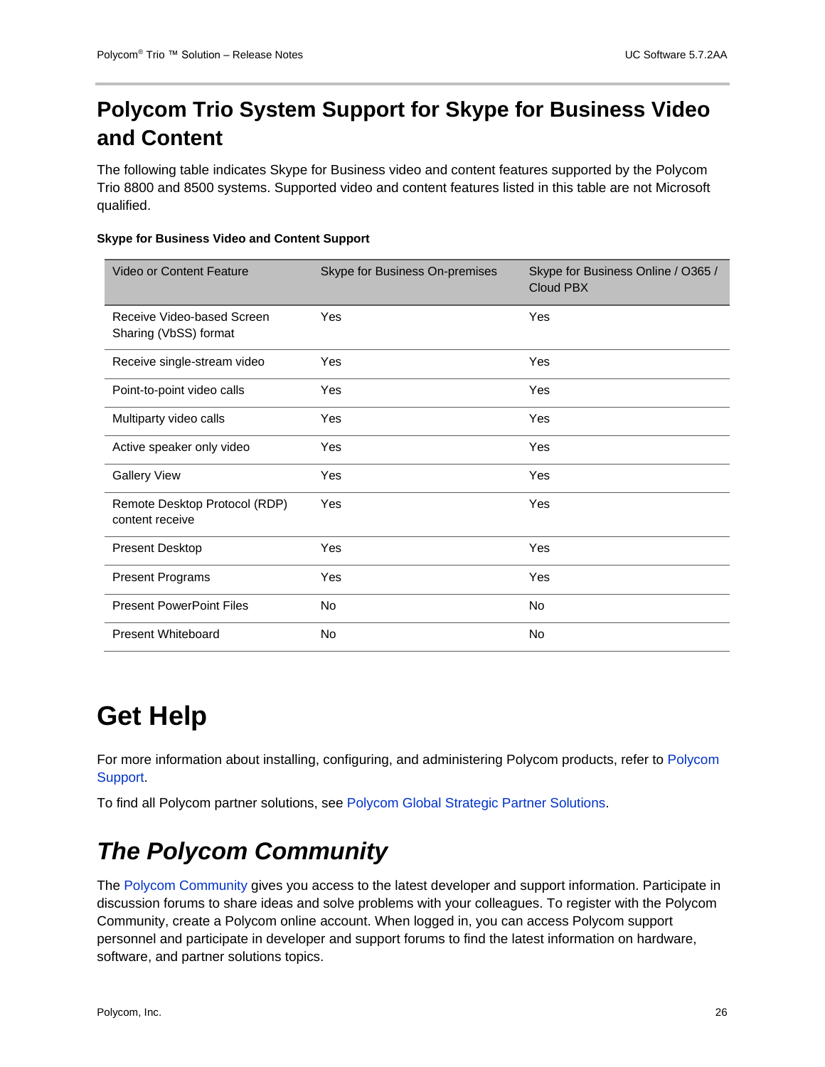# Polycom Trio System Support for Skype for Business Video and Content

The following table indicates Skype for Business video and content features supported by the Polycom Trio 8800 and 8500 systems. Supported video and content features listed in this table are not Microsoft qualified.

**Skype for Business Video and Content Support**

| Video or Content Feature | Skype for Business On-premises | Skype for Business Online / O365 / Cloud PBX |
|---|---|---|
| Receive Video-based Screen Sharing (VbSS) format | Yes | Yes |
| Receive single-stream video | Yes | Yes |
| Point-to-point video calls | Yes | Yes |
| Multiparty video calls | Yes | Yes |
| Active speaker only video | Yes | Yes |
| Gallery View | Yes | Yes |
| Remote Desktop Protocol (RDP) content receive | Yes | Yes |
| Present Desktop | Yes | Yes |
| Present Programs | Yes | Yes |
| Present PowerPoint Files | No | No |
| Present Whiteboard | No | No |

# Get Help

For more information about installing, configuring, and administering Polycom products, refer to Polycom Support.

To find all Polycom partner solutions, see Polycom Global Strategic Partner Solutions.

## *The Polycom Community*

The Polycom Community gives you access to the latest developer and support information. Participate in discussion forums to share ideas and solve problems with your colleagues. To register with the Polycom Community, create a Polycom online account. When logged in, you can access Polycom support personnel and participate in developer and support forums to find the latest information on hardware, software, and partner solutions topics.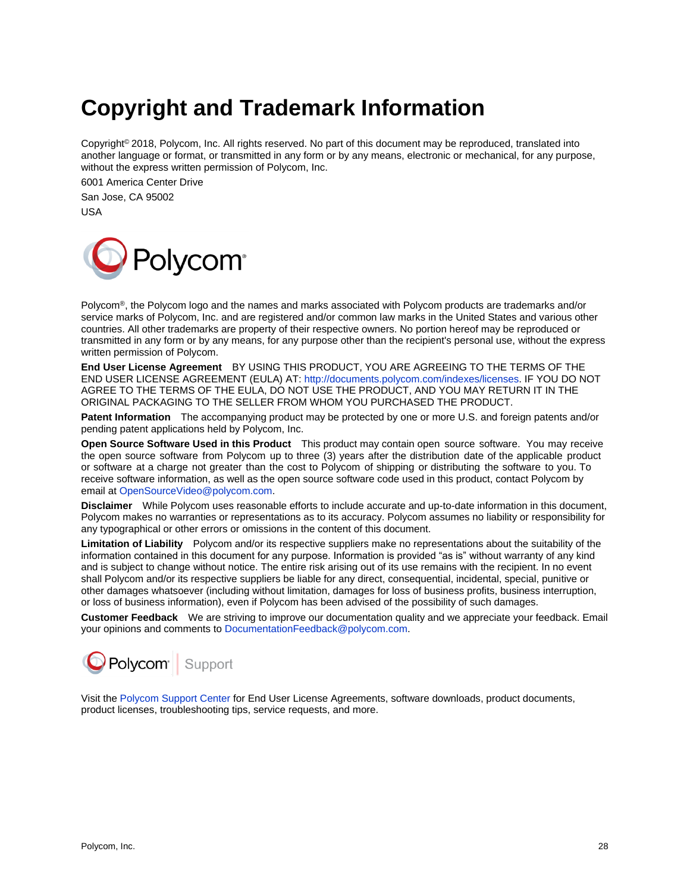# Copyright and Trademark Information

Copyright© 2018, Polycom, Inc. All rights reserved. No part of this document may be reproduced, translated into another language or format, or transmitted in any form or by any means, electronic or mechanical, for any purpose, without the express written permission of Polycom, Inc.

6001 America Center Drive

San Jose, CA 95002

USA

Polycom®, the Polycom logo and the names and marks associated with Polycom products are trademarks and/or service marks of Polycom, Inc. and are registered and/or common law marks in the United States and various other countries. All other trademarks are property of their respective owners. No portion hereof may be reproduced or transmitted in any form or by any means, for any purpose other than the recipient's personal use, without the express written permission of Polycom.

**End User License Agreement** BY USING THIS PRODUCT, YOU ARE AGREEING TO THE TERMS OF THE END USER LICENSE AGREEMENT (EULA) AT: http://documents.polycom.com/indexes/licenses. IF YOU DO NOT AGREE TO THE TERMS OF THE EULA, DO NOT USE THE PRODUCT, AND YOU MAY RETURN IT IN THE ORIGINAL PACKAGING TO THE SELLER FROM WHOM YOU PURCHASED THE PRODUCT.

**Patent Information** The accompanying product may be protected by one or more U.S. and foreign patents and/or pending patent applications held by Polycom, Inc.

**Open Source Software Used in this Product** This product may contain open source software. You may receive the open source software from Polycom up to three (3) years after the distribution date of the applicable product or software at a charge not greater than the cost to Polycom of shipping or distributing the software to you. To receive software information, as well as the open source software code used in this product, contact Polycom by email at OpenSourceVideo@polycom.com.

**Disclaimer** While Polycom uses reasonable efforts to include accurate and up-to-date information in this document, Polycom makes no warranties or representations as to its accuracy. Polycom assumes no liability or responsibility for any typographical or other errors or omissions in the content of this document.

**Limitation of Liability** Polycom and/or its respective suppliers make no representations about the suitability of the information contained in this document for any purpose. Information is provided "as is" without warranty of any kind and is subject to change without notice. The entire risk arising out of its use remains with the recipient. In no event shall Polycom and/or its respective suppliers be liable for any direct, consequential, incidental, special, punitive or other damages whatsoever (including without limitation, damages for loss of business profits, business interruption, or loss of business information), even if Polycom has been advised of the possibility of such damages.

**Customer Feedback** We are striving to improve our documentation quality and we appreciate your feedback. Email your opinions and comments to DocumentationFeedback@polycom.com.

Visit the Polycom Support Center for End User License Agreements, software downloads, product documents, product licenses, troubleshooting tips, service requests, and more.